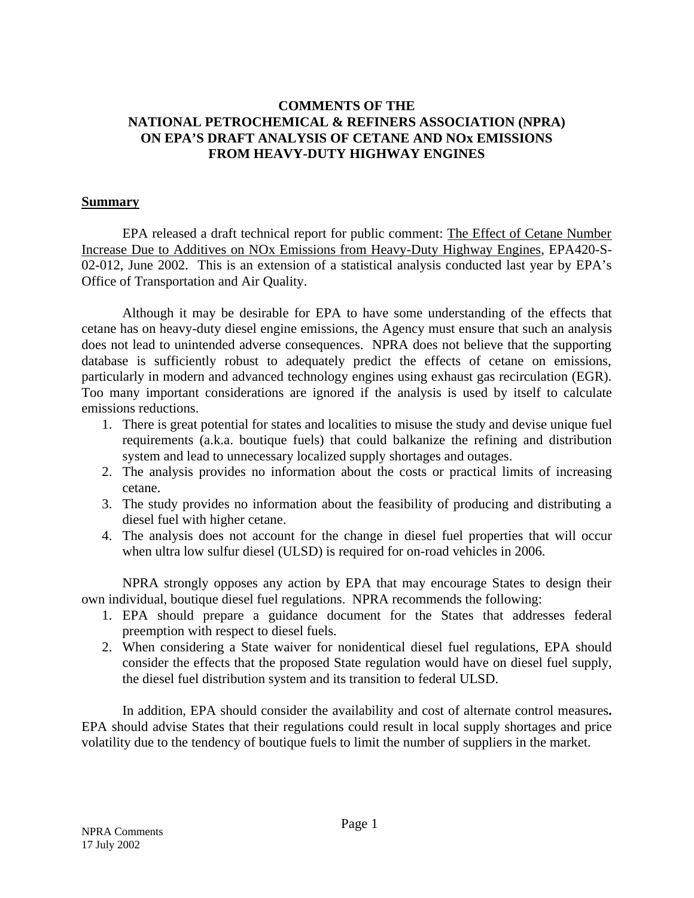# COMMENTS OF THE NATIONAL PETROCHEMICAL & REFINERS ASSOCIATION (NPRA) ON EPA'S DRAFT ANALYSIS OF CETANE AND NOx EMISSIONS FROM HEAVY-DUTY HIGHWAY ENGINES

## Summary

EPA released a draft technical report for public comment: The Effect of Cetane Number Increase Due to Additives on NOx Emissions from Heavy-Duty Highway Engines, EPA420-S-02-012, June 2002. This is an extension of a statistical analysis conducted last year by EPA's Office of Transportation and Air Quality.

Although it may be desirable for EPA to have some understanding of the effects that cetane has on heavy-duty diesel engine emissions, the Agency must ensure that such an analysis does not lead to unintended adverse consequences. NPRA does not believe that the supporting database is sufficiently robust to adequately predict the effects of cetane on emissions, particularly in modern and advanced technology engines using exhaust gas recirculation (EGR). Too many important considerations are ignored if the analysis is used by itself to calculate emissions reductions.

1. There is great potential for states and localities to misuse the study and devise unique fuel requirements (a.k.a. boutique fuels) that could balkanize the refining and distribution system and lead to unnecessary localized supply shortages and outages.
2. The analysis provides no information about the costs or practical limits of increasing cetane.
3. The study provides no information about the feasibility of producing and distributing a diesel fuel with higher cetane.
4. The analysis does not account for the change in diesel fuel properties that will occur when ultra low sulfur diesel (ULSD) is required for on-road vehicles in 2006.

NPRA strongly opposes any action by EPA that may encourage States to design their own individual, boutique diesel fuel regulations. NPRA recommends the following:

1. EPA should prepare a guidance document for the States that addresses federal preemption with respect to diesel fuels.
2. When considering a State waiver for nonidentical diesel fuel regulations, EPA should consider the effects that the proposed State regulation would have on diesel fuel supply, the diesel fuel distribution system and its transition to federal ULSD.

In addition, EPA should consider the availability and cost of alternate control measures**.** EPA should advise States that their regulations could result in local supply shortages and price volatility due to the tendency of boutique fuels to limit the number of suppliers in the market.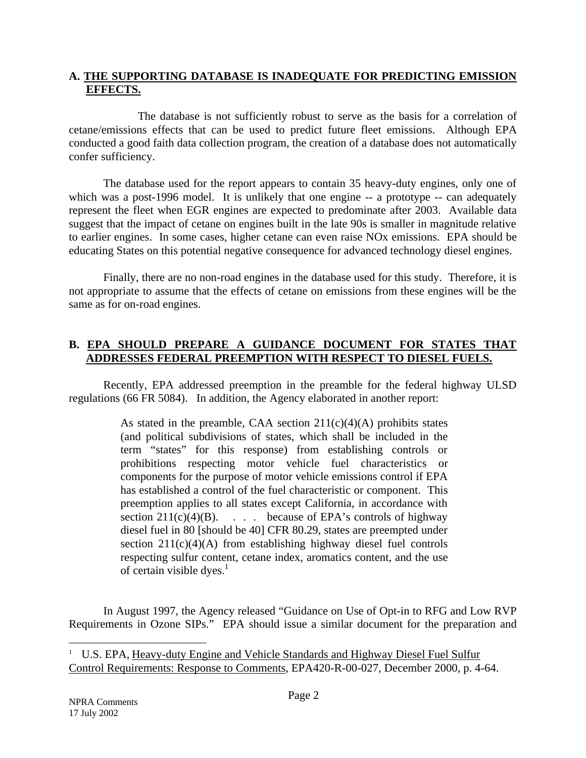## A. THE SUPPORTING DATABASE IS INADEQUATE FOR PREDICTING EMISSION EFFECTS.

The database is not sufficiently robust to serve as the basis for a correlation of cetane/emissions effects that can be used to predict future fleet emissions. Although EPA conducted a good faith data collection program, the creation of a database does not automatically confer sufficiency.

The database used for the report appears to contain 35 heavy-duty engines, only one of which was a post-1996 model. It is unlikely that one engine -- a prototype -- can adequately represent the fleet when EGR engines are expected to predominate after 2003. Available data suggest that the impact of cetane on engines built in the late 90s is smaller in magnitude relative to earlier engines. In some cases, higher cetane can even raise NOx emissions. EPA should be educating States on this potential negative consequence for advanced technology diesel engines.

Finally, there are no non-road engines in the database used for this study. Therefore, it is not appropriate to assume that the effects of cetane on emissions from these engines will be the same as for on-road engines.

## B. EPA SHOULD PREPARE A GUIDANCE DOCUMENT FOR STATES THAT ADDRESSES FEDERAL PREEMPTION WITH RESPECT TO DIESEL FUELS.

Recently, EPA addressed preemption in the preamble for the federal highway ULSD regulations (66 FR 5084). In addition, the Agency elaborated in another report:

> As stated in the preamble, CAA section 211(c)(4)(A) prohibits states (and political subdivisions of states, which shall be included in the term "states" for this response) from establishing controls or prohibitions respecting motor vehicle fuel characteristics or components for the purpose of motor vehicle emissions control if EPA has established a control of the fuel characteristic or component. This preemption applies to all states except California, in accordance with section 211(c)(4)(B). . . . because of EPA's controls of highway diesel fuel in 80 [should be 40] CFR 80.29, states are preempted under section 211(c)(4)(A) from establishing highway diesel fuel controls respecting sulfur content, cetane index, aromatics content, and the use of certain visible dyes.[1]

In August 1997, the Agency released "Guidance on Use of Opt-in to RFG and Low RVP Requirements in Ozone SIPs." EPA should issue a similar document for the preparation and

---

[1] U.S. EPA, Heavy-duty Engine and Vehicle Standards and Highway Diesel Fuel Sulfur Control Requirements: Response to Comments, EPA420-R-00-027, December 2000, p. 4-64.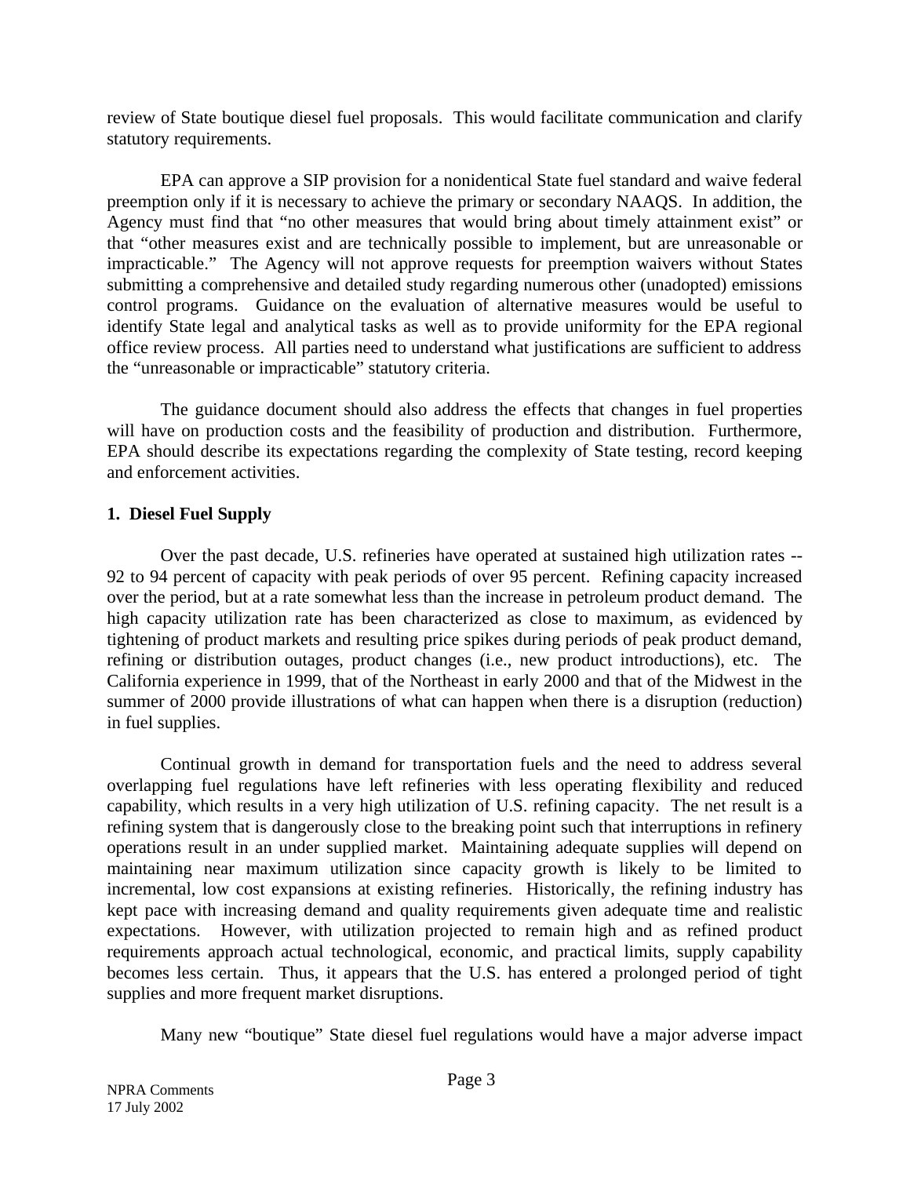review of State boutique diesel fuel proposals. This would facilitate communication and clarify statutory requirements.

EPA can approve a SIP provision for a nonidentical State fuel standard and waive federal preemption only if it is necessary to achieve the primary or secondary NAAQS. In addition, the Agency must find that "no other measures that would bring about timely attainment exist" or that "other measures exist and are technically possible to implement, but are unreasonable or impracticable." The Agency will not approve requests for preemption waivers without States submitting a comprehensive and detailed study regarding numerous other (unadopted) emissions control programs. Guidance on the evaluation of alternative measures would be useful to identify State legal and analytical tasks as well as to provide uniformity for the EPA regional office review process. All parties need to understand what justifications are sufficient to address the "unreasonable or impracticable" statutory criteria.

The guidance document should also address the effects that changes in fuel properties will have on production costs and the feasibility of production and distribution. Furthermore, EPA should describe its expectations regarding the complexity of State testing, record keeping and enforcement activities.

**1. Diesel Fuel Supply**

Over the past decade, U.S. refineries have operated at sustained high utilization rates -- 92 to 94 percent of capacity with peak periods of over 95 percent. Refining capacity increased over the period, but at a rate somewhat less than the increase in petroleum product demand. The high capacity utilization rate has been characterized as close to maximum, as evidenced by tightening of product markets and resulting price spikes during periods of peak product demand, refining or distribution outages, product changes (i.e., new product introductions), etc. The California experience in 1999, that of the Northeast in early 2000 and that of the Midwest in the summer of 2000 provide illustrations of what can happen when there is a disruption (reduction) in fuel supplies.

Continual growth in demand for transportation fuels and the need to address several overlapping fuel regulations have left refineries with less operating flexibility and reduced capability, which results in a very high utilization of U.S. refining capacity. The net result is a refining system that is dangerously close to the breaking point such that interruptions in refinery operations result in an under supplied market. Maintaining adequate supplies will depend on maintaining near maximum utilization since capacity growth is likely to be limited to incremental, low cost expansions at existing refineries. Historically, the refining industry has kept pace with increasing demand and quality requirements given adequate time and realistic expectations. However, with utilization projected to remain high and as refined product requirements approach actual technological, economic, and practical limits, supply capability becomes less certain. Thus, it appears that the U.S. has entered a prolonged period of tight supplies and more frequent market disruptions.

Many new "boutique" State diesel fuel regulations would have a major adverse impact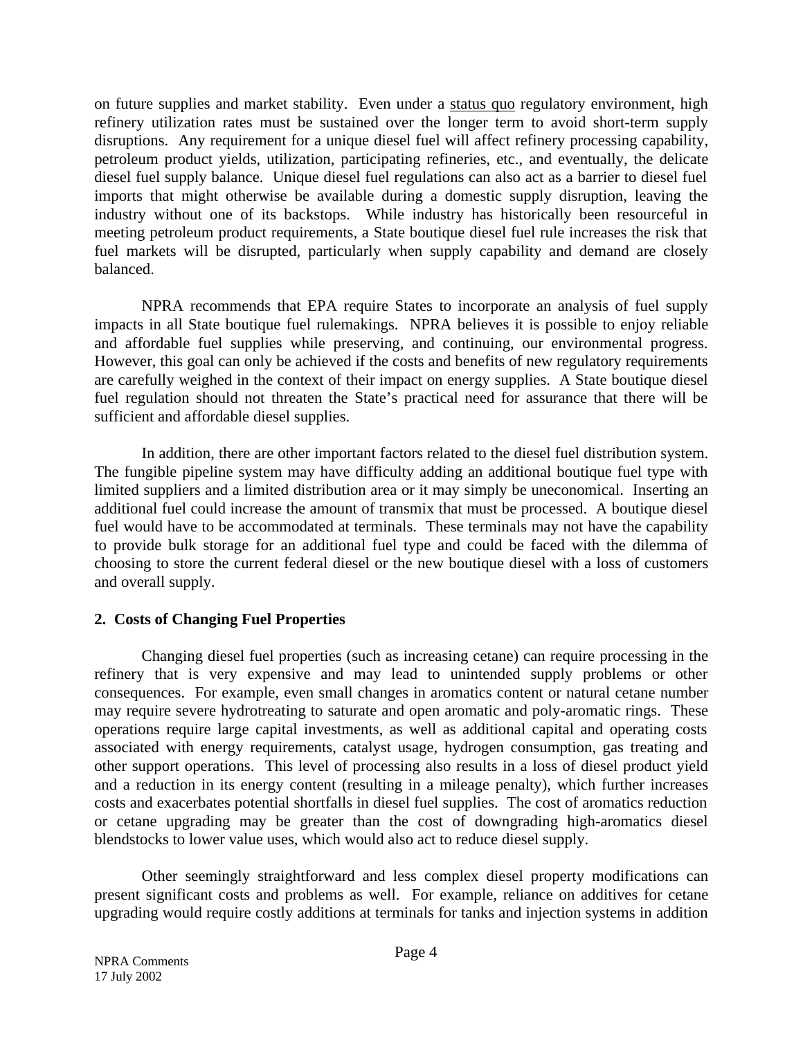on future supplies and market stability. Even under a status quo regulatory environment, high refinery utilization rates must be sustained over the longer term to avoid short-term supply disruptions. Any requirement for a unique diesel fuel will affect refinery processing capability, petroleum product yields, utilization, participating refineries, etc., and eventually, the delicate diesel fuel supply balance. Unique diesel fuel regulations can also act as a barrier to diesel fuel imports that might otherwise be available during a domestic supply disruption, leaving the industry without one of its backstops. While industry has historically been resourceful in meeting petroleum product requirements, a State boutique diesel fuel rule increases the risk that fuel markets will be disrupted, particularly when supply capability and demand are closely balanced.

NPRA recommends that EPA require States to incorporate an analysis of fuel supply impacts in all State boutique fuel rulemakings. NPRA believes it is possible to enjoy reliable and affordable fuel supplies while preserving, and continuing, our environmental progress. However, this goal can only be achieved if the costs and benefits of new regulatory requirements are carefully weighed in the context of their impact on energy supplies. A State boutique diesel fuel regulation should not threaten the State's practical need for assurance that there will be sufficient and affordable diesel supplies.

In addition, there are other important factors related to the diesel fuel distribution system. The fungible pipeline system may have difficulty adding an additional boutique fuel type with limited suppliers and a limited distribution area or it may simply be uneconomical. Inserting an additional fuel could increase the amount of transmix that must be processed. A boutique diesel fuel would have to be accommodated at terminals. These terminals may not have the capability to provide bulk storage for an additional fuel type and could be faced with the dilemma of choosing to store the current federal diesel or the new boutique diesel with a loss of customers and overall supply.

**2. Costs of Changing Fuel Properties**

Changing diesel fuel properties (such as increasing cetane) can require processing in the refinery that is very expensive and may lead to unintended supply problems or other consequences. For example, even small changes in aromatics content or natural cetane number may require severe hydrotreating to saturate and open aromatic and poly-aromatic rings. These operations require large capital investments, as well as additional capital and operating costs associated with energy requirements, catalyst usage, hydrogen consumption, gas treating and other support operations. This level of processing also results in a loss of diesel product yield and a reduction in its energy content (resulting in a mileage penalty), which further increases costs and exacerbates potential shortfalls in diesel fuel supplies. The cost of aromatics reduction or cetane upgrading may be greater than the cost of downgrading high-aromatics diesel blendstocks to lower value uses, which would also act to reduce diesel supply.

Other seemingly straightforward and less complex diesel property modifications can present significant costs and problems as well. For example, reliance on additives for cetane upgrading would require costly additions at terminals for tanks and injection systems in addition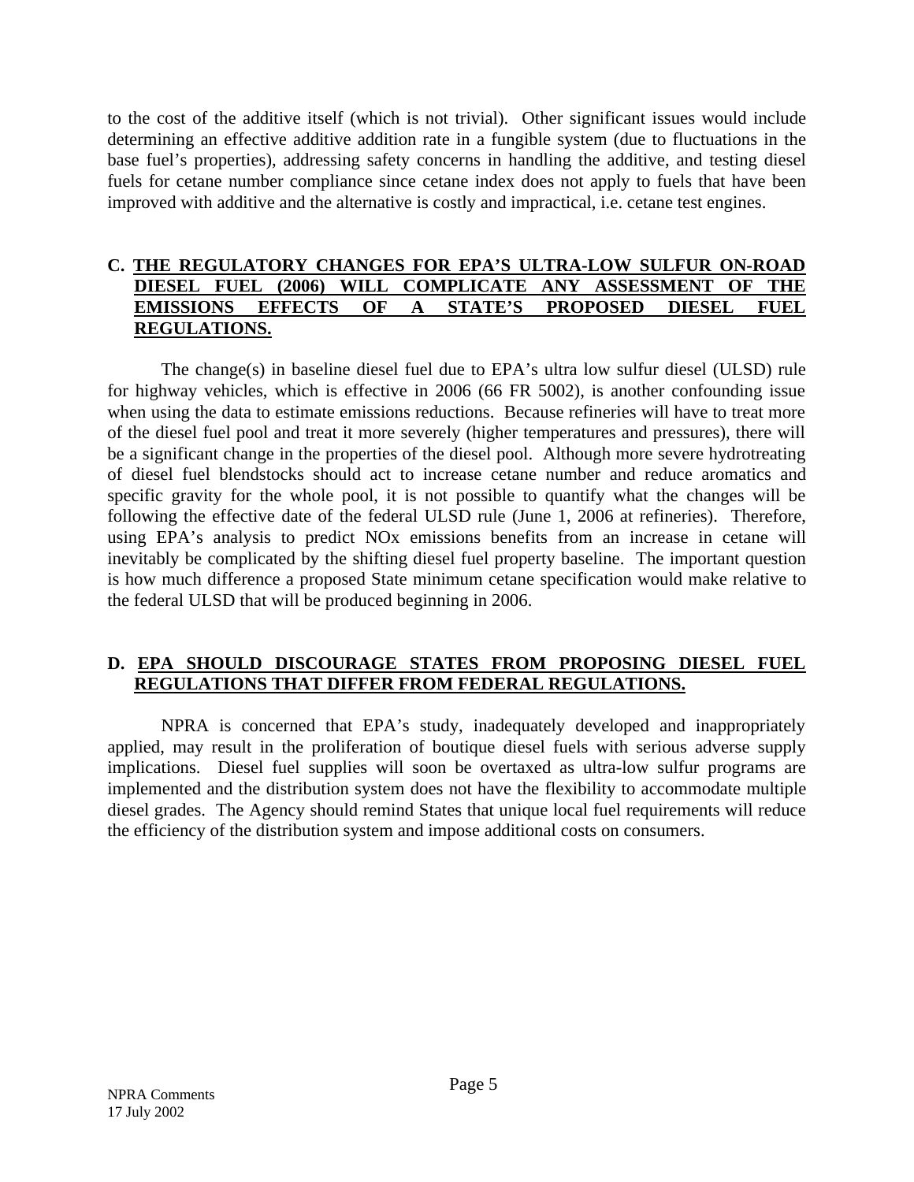to the cost of the additive itself (which is not trivial). Other significant issues would include determining an effective additive addition rate in a fungible system (due to fluctuations in the base fuel's properties), addressing safety concerns in handling the additive, and testing diesel fuels for cetane number compliance since cetane index does not apply to fuels that have been improved with additive and the alternative is costly and impractical, i.e. cetane test engines.

## C. THE REGULATORY CHANGES FOR EPA'S ULTRA-LOW SULFUR ON-ROAD DIESEL FUEL (2006) WILL COMPLICATE ANY ASSESSMENT OF THE EMISSIONS EFFECTS OF A STATE'S PROPOSED DIESEL FUEL REGULATIONS.

The change(s) in baseline diesel fuel due to EPA's ultra low sulfur diesel (ULSD) rule for highway vehicles, which is effective in 2006 (66 FR 5002), is another confounding issue when using the data to estimate emissions reductions. Because refineries will have to treat more of the diesel fuel pool and treat it more severely (higher temperatures and pressures), there will be a significant change in the properties of the diesel pool. Although more severe hydrotreating of diesel fuel blendstocks should act to increase cetane number and reduce aromatics and specific gravity for the whole pool, it is not possible to quantify what the changes will be following the effective date of the federal ULSD rule (June 1, 2006 at refineries). Therefore, using EPA's analysis to predict NOx emissions benefits from an increase in cetane will inevitably be complicated by the shifting diesel fuel property baseline. The important question is how much difference a proposed State minimum cetane specification would make relative to the federal ULSD that will be produced beginning in 2006.

## D. EPA SHOULD DISCOURAGE STATES FROM PROPOSING DIESEL FUEL REGULATIONS THAT DIFFER FROM FEDERAL REGULATIONS.

NPRA is concerned that EPA's study, inadequately developed and inappropriately applied, may result in the proliferation of boutique diesel fuels with serious adverse supply implications. Diesel fuel supplies will soon be overtaxed as ultra-low sulfur programs are implemented and the distribution system does not have the flexibility to accommodate multiple diesel grades. The Agency should remind States that unique local fuel requirements will reduce the efficiency of the distribution system and impose additional costs on consumers.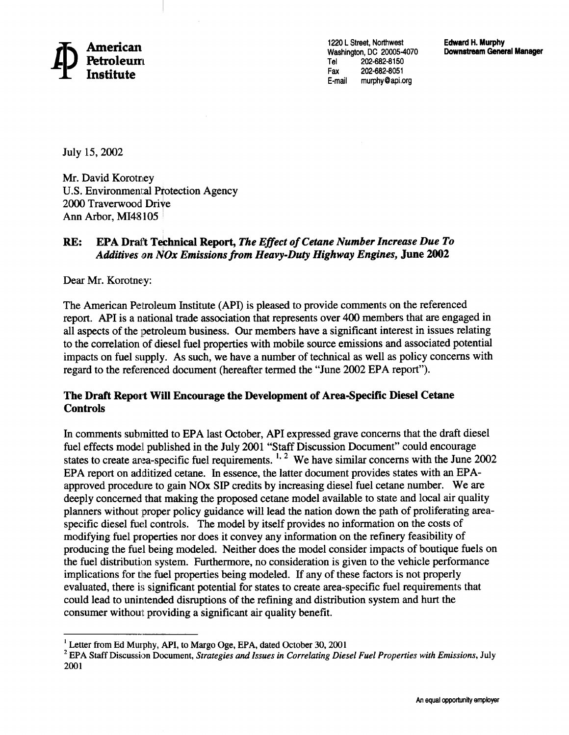**American Petroleum Institute**

1220 L Street, Northwest
Washington, DC 20005-4070
Tel 202-682-8150
Fax 202-682-8051
E-mail murphy@api.org

**Edward H. Murphy**
**Downstream General Manager**

July 15, 2002

Mr. David Korotney
U.S. Environmental Protection Agency
2000 Traverwood Drive
Ann Arbor, MI48105

**RE: EPA Draft Technical Report, *The Effect of Cetane Number Increase Due To Additives on NOx Emissions from Heavy-Duty Highway Engines,* June 2002**

Dear Mr. Korotney:

The American Petroleum Institute (API) is pleased to provide comments on the referenced report. API is a national trade association that represents over 400 members that are engaged in all aspects of the petroleum business. Our members have a significant interest in issues relating to the correlation of diesel fuel properties with mobile source emissions and associated potential impacts on fuel supply. As such, we have a number of technical as well as policy concerns with regard to the referenced document (hereafter termed the "June 2002 EPA report").

**The Draft Report Will Encourage the Development of Area-Specific Diesel Cetane Controls**

In comments submitted to EPA last October, API expressed grave concerns that the draft diesel fuel effects model published in the July 2001 "Staff Discussion Document" could encourage states to create area-specific fuel requirements.[1, 2] We have similar concerns with the June 2002 EPA report on additized cetane. In essence, the latter document provides states with an EPA-approved procedure to gain NOx SIP credits by increasing diesel fuel cetane number. We are deeply concerned that making the proposed cetane model available to state and local air quality planners without proper policy guidance will lead the nation down the path of proliferating area-specific diesel fuel controls. The model by itself provides no information on the costs of modifying fuel properties nor does it convey any information on the refinery feasibility of producing the fuel being modeled. Neither does the model consider impacts of boutique fuels on the fuel distribution system. Furthermore, no consideration is given to the vehicle performance implications for the fuel properties being modeled. If any of these factors is not properly evaluated, there is significant potential for states to create area-specific fuel requirements that could lead to unintended disruptions of the refining and distribution system and hurt the consumer without providing a significant air quality benefit.

[1] Letter from Ed Murphy, API, to Margo Oge, EPA, dated October 30, 2001

[2] EPA Staff Discussion Document, *Strategies and Issues in Correlating Diesel Fuel Properties with Emissions*, July 2001

An equal opportunity employer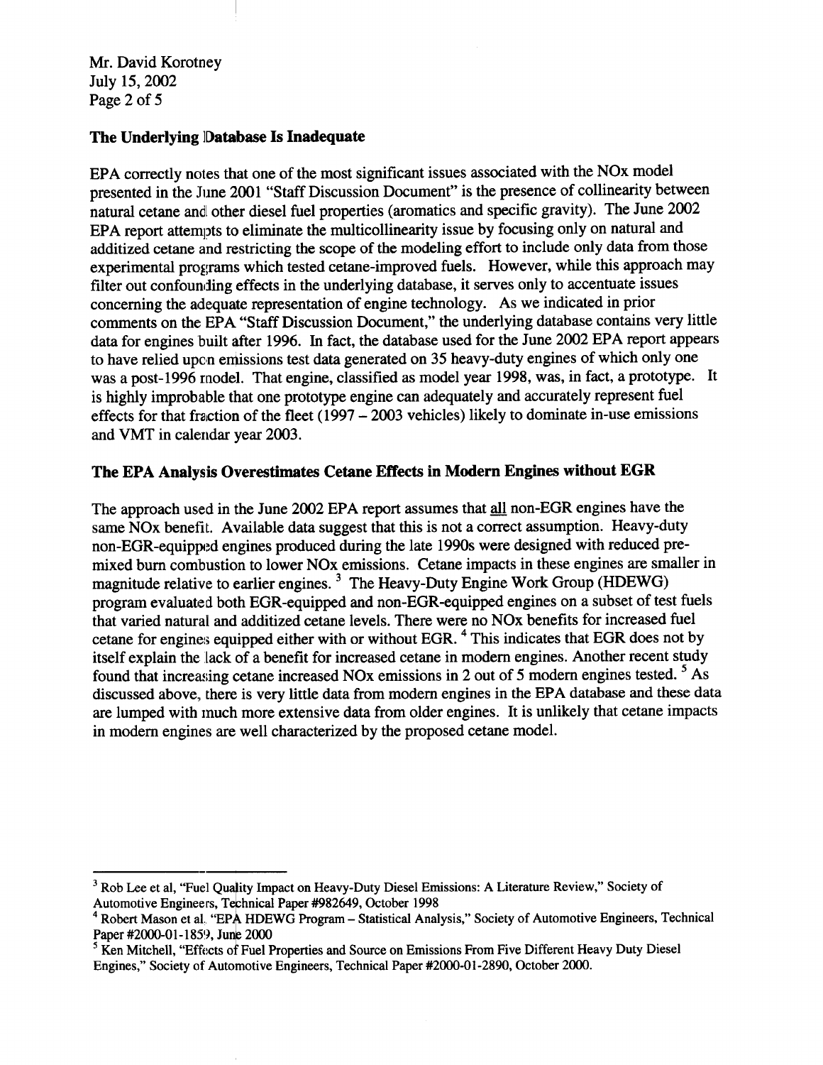Mr. David Korotney
July 15, 2002
Page 2 of 5

## The Underlying Database Is Inadequate

EPA correctly notes that one of the most significant issues associated with the NOx model presented in the June 2001 "Staff Discussion Document" is the presence of collinearity between natural cetane and other diesel fuel properties (aromatics and specific gravity). The June 2002 EPA report attempts to eliminate the multicollinearity issue by focusing only on natural and additized cetane and restricting the scope of the modeling effort to include only data from those experimental programs which tested cetane-improved fuels. However, while this approach may filter out confounding effects in the underlying database, it serves only to accentuate issues concerning the adequate representation of engine technology. As we indicated in prior comments on the EPA "Staff Discussion Document," the underlying database contains very little data for engines built after 1996. In fact, the database used for the June 2002 EPA report appears to have relied upon emissions test data generated on 35 heavy-duty engines of which only one was a post-1996 model. That engine, classified as model year 1998, was, in fact, a prototype. It is highly improbable that one prototype engine can adequately and accurately represent fuel effects for that fraction of the fleet (1997 – 2003 vehicles) likely to dominate in-use emissions and VMT in calendar year 2003.

## The EPA Analysis Overestimates Cetane Effects in Modern Engines without EGR

The approach used in the June 2002 EPA report assumes that <u>all</u> non-EGR engines have the same NOx benefit. Available data suggest that this is not a correct assumption. Heavy-duty non-EGR-equipped engines produced during the late 1990s were designed with reduced pre-mixed burn combustion to lower NOx emissions. Cetane impacts in these engines are smaller in magnitude relative to earlier engines. [3] The Heavy-Duty Engine Work Group (HDEWG) program evaluated both EGR-equipped and non-EGR-equipped engines on a subset of test fuels that varied natural and additized cetane levels. There were no NOx benefits for increased fuel cetane for engines equipped either with or without EGR. [4] This indicates that EGR does not by itself explain the lack of a benefit for increased cetane in modern engines. Another recent study found that increasing cetane increased NOx emissions in 2 out of 5 modern engines tested. [5] As discussed above, there is very little data from modern engines in the EPA database and these data are lumped with much more extensive data from older engines. It is unlikely that cetane impacts in modern engines are well characterized by the proposed cetane model.

---

[3] Rob Lee et al, "Fuel Quality Impact on Heavy-Duty Diesel Emissions: A Literature Review," Society of Automotive Engineers, Technical Paper #982649, October 1998

[4] Robert Mason et al. "EPA HDEWG Program – Statistical Analysis," Society of Automotive Engineers, Technical Paper #2000-01-1859, June 2000

[5] Ken Mitchell, "Effects of Fuel Properties and Source on Emissions From Five Different Heavy Duty Diesel Engines," Society of Automotive Engineers, Technical Paper #2000-01-2890, October 2000.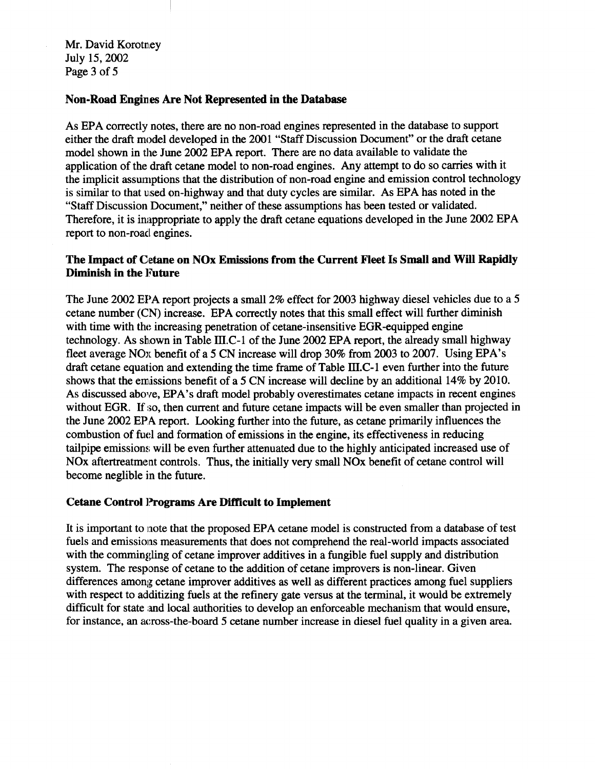Mr. David Korotney
July 15, 2002
Page 3 of 5

**Non-Road Engines Are Not Represented in the Database**

As EPA correctly notes, there are no non-road engines represented in the database to support either the draft model developed in the 2001 "Staff Discussion Document" or the draft cetane model shown in the June 2002 EPA report. There are no data available to validate the application of the draft cetane model to non-road engines. Any attempt to do so carries with it the implicit assumptions that the distribution of non-road engine and emission control technology is similar to that used on-highway and that duty cycles are similar. As EPA has noted in the "Staff Discussion Document," neither of these assumptions has been tested or validated. Therefore, it is inappropriate to apply the draft cetane equations developed in the June 2002 EPA report to non-road engines.

**The Impact of Cetane on NOx Emissions from the Current Fleet Is Small and Will Rapidly Diminish in the Future**

The June 2002 EPA report projects a small 2% effect for 2003 highway diesel vehicles due to a 5 cetane number (CN) increase. EPA correctly notes that this small effect will further diminish with time with the increasing penetration of cetane-insensitive EGR-equipped engine technology. As shown in Table III.C-1 of the June 2002 EPA report, the already small highway fleet average NOx benefit of a 5 CN increase will drop 30% from 2003 to 2007. Using EPA's draft cetane equation and extending the time frame of Table III.C-1 even further into the future shows that the emissions benefit of a 5 CN increase will decline by an additional 14% by 2010. As discussed above, EPA's draft model probably overestimates cetane impacts in recent engines without EGR. If so, then current and future cetane impacts will be even smaller than projected in the June 2002 EPA report. Looking further into the future, as cetane primarily influences the combustion of fuel and formation of emissions in the engine, its effectiveness in reducing tailpipe emissions will be even further attenuated due to the highly anticipated increased use of NOx aftertreatment controls. Thus, the initially very small NOx benefit of cetane control will become neglible in the future.

**Cetane Control Programs Are Difficult to Implement**

It is important to note that the proposed EPA cetane model is constructed from a database of test fuels and emissions measurements that does not comprehend the real-world impacts associated with the commingling of cetane improver additives in a fungible fuel supply and distribution system. The response of cetane to the addition of cetane improvers is non-linear. Given differences among cetane improver additives as well as different practices among fuel suppliers with respect to additizing fuels at the refinery gate versus at the terminal, it would be extremely difficult for state and local authorities to develop an enforceable mechanism that would ensure, for instance, an across-the-board 5 cetane number increase in diesel fuel quality in a given area.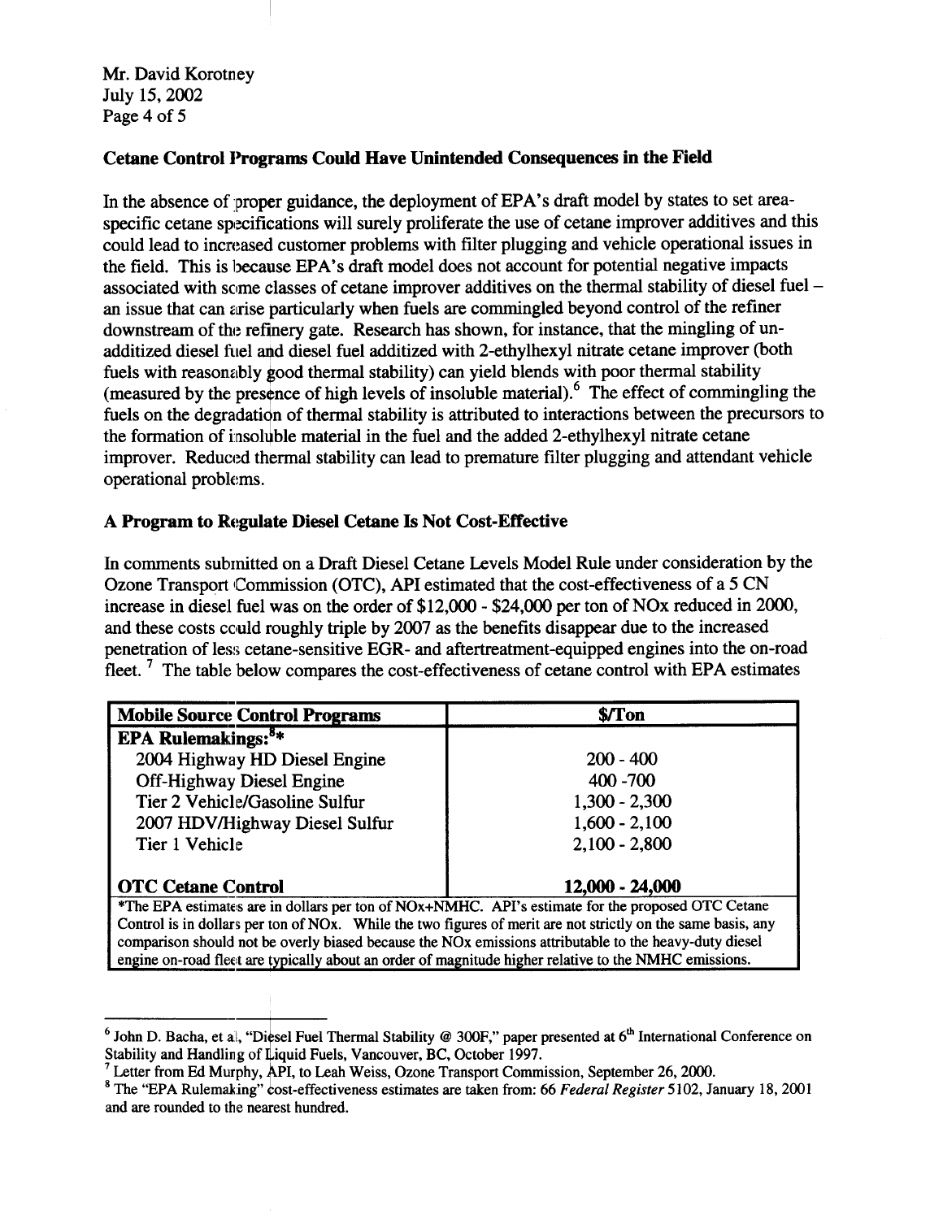Mr. David Korotney
July 15, 2002

## Cetane Control Programs Could Have Unintended Consequences in the Field

In the absence of proper guidance, the deployment of EPA's draft model by states to set area-specific cetane specifications will surely proliferate the use of cetane improver additives and this could lead to increased customer problems with filter plugging and vehicle operational issues in the field. This is because EPA's draft model does not account for potential negative impacts associated with some classes of cetane improver additives on the thermal stability of diesel fuel – an issue that can arise particularly when fuels are commingled beyond control of the refiner downstream of the refinery gate. Research has shown, for instance, that the mingling of un-additized diesel fuel and diesel fuel additized with 2-ethylhexyl nitrate cetane improver (both fuels with reasonably good thermal stability) can yield blends with poor thermal stability (measured by the presence of high levels of insoluble material).[6] The effect of commingling the fuels on the degradation of thermal stability is attributed to interactions between the precursors to the formation of insoluble material in the fuel and the added 2-ethylhexyl nitrate cetane improver. Reduced thermal stability can lead to premature filter plugging and attendant vehicle operational problems.

## A Program to Regulate Diesel Cetane Is Not Cost-Effective

In comments submitted on a Draft Diesel Cetane Levels Model Rule under consideration by the Ozone Transport Commission (OTC), API estimated that the cost-effectiveness of a 5 CN increase in diesel fuel was on the order of $12,000 - $24,000 per ton of NOx reduced in 2000, and these costs could roughly triple by 2007 as the benefits disappear due to the increased penetration of less cetane-sensitive EGR- and aftertreatment-equipped engines into the on-road fleet.[7] The table below compares the cost-effectiveness of cetane control with EPA estimates

| Mobile Source Control Programs | $/Ton |
|---|---|
| **EPA Rulemakings:**[8]* | |
| 2004 Highway HD Diesel Engine | 200 - 400 |
| Off-Highway Diesel Engine | 400 -700 |
| Tier 2 Vehicle/Gasoline Sulfur | 1,300 - 2,300 |
| 2007 HDV/Highway Diesel Sulfur | 1,600 - 2,100 |
| Tier 1 Vehicle | 2,100 - 2,800 |
| **OTC Cetane Control** | **12,000 - 24,000** |

*The EPA estimates are in dollars per ton of NOx+NMHC. API's estimate for the proposed OTC Cetane Control is in dollars per ton of NOx. While the two figures of merit are not strictly on the same basis, any comparison should not be overly biased because the NOx emissions attributable to the heavy-duty diesel engine on-road fleet are typically about an order of magnitude higher relative to the NMHC emissions.

---

[6] John D. Bacha, et al, "Diesel Fuel Thermal Stability @ 300F," paper presented at 6th International Conference on Stability and Handling of Liquid Fuels, Vancouver, BC, October 1997.

[7] Letter from Ed Murphy, API, to Leah Weiss, Ozone Transport Commission, September 26, 2000.

[8] The "EPA Rulemaking" cost-effectiveness estimates are taken from: 66 *Federal Register* 5102, January 18, 2001 and are rounded to the nearest hundred.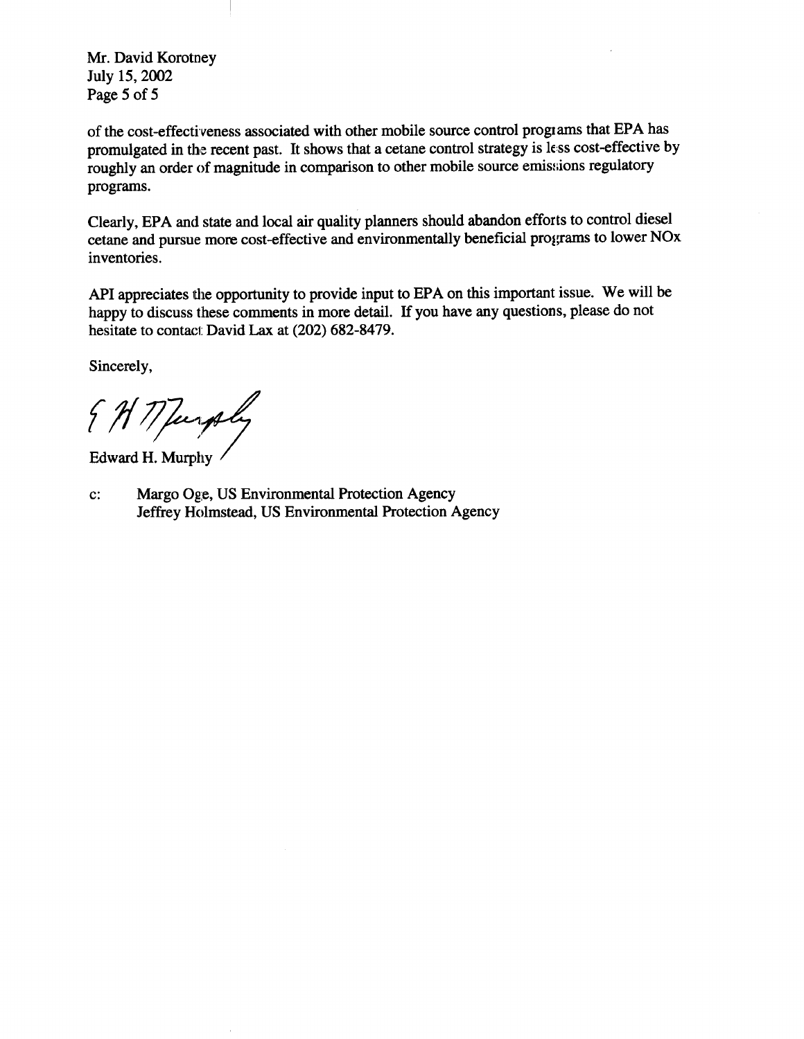of the cost-effectiveness associated with other mobile source control programs that EPA has promulgated in the recent past. It shows that a cetane control strategy is less cost-effective by roughly an order of magnitude in comparison to other mobile source emissions regulatory programs.

Clearly, EPA and state and local air quality planners should abandon efforts to control diesel cetane and pursue more cost-effective and environmentally beneficial programs to lower NOx inventories.

API appreciates the opportunity to provide input to EPA on this important issue. We will be happy to discuss these comments in more detail. If you have any questions, please do not hesitate to contact David Lax at (202) 682-8479.

Sincerely,

E H Murphy

Edward H. Murphy

c: Margo Oge, US Environmental Protection Agency
Jeffrey Holmstead, US Environmental Protection Agency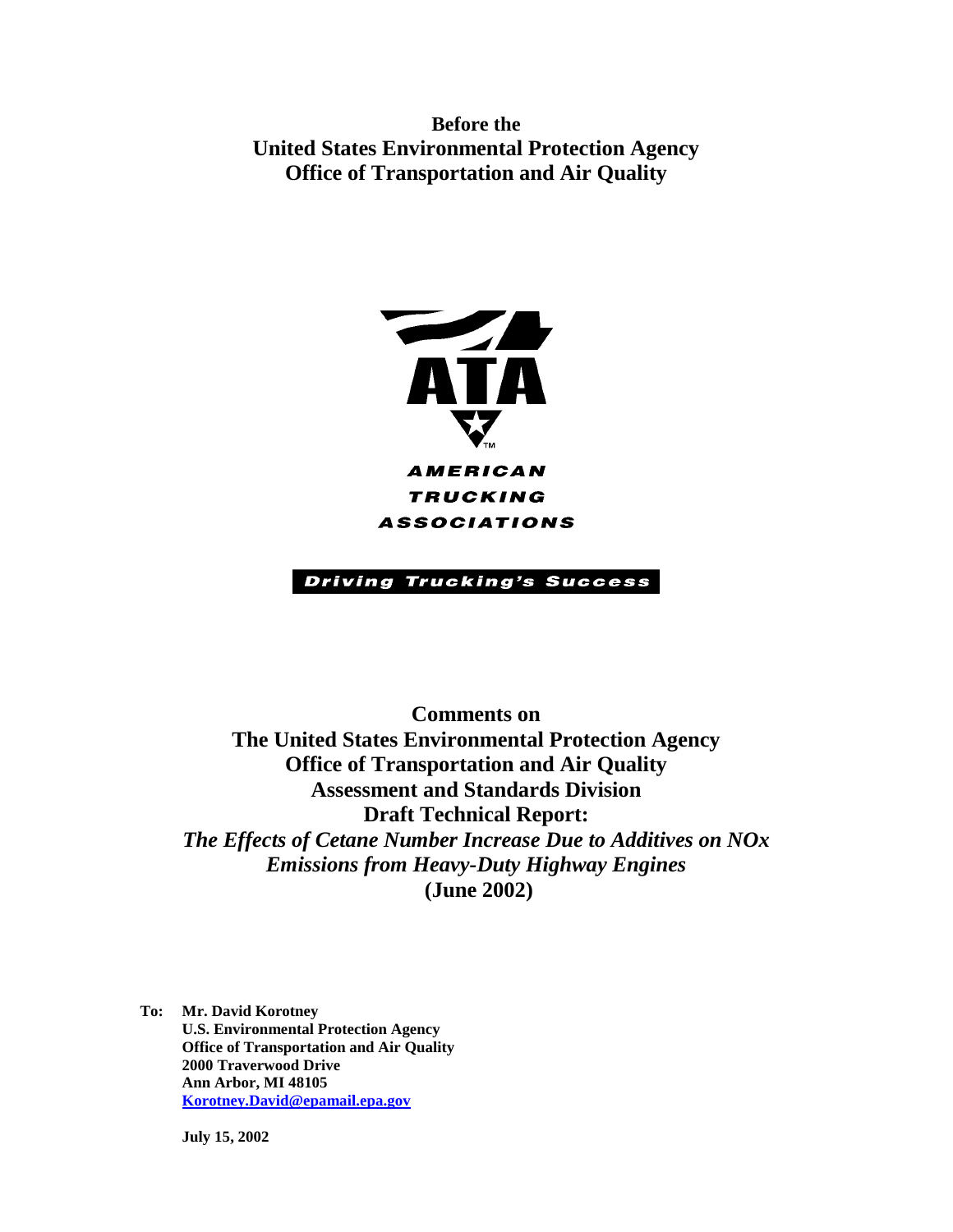**Before the**
**United States Environmental Protection Agency**
**Office of Transportation and Air Quality**

**AMERICAN TRUCKING ASSOCIATIONS**

***Driving Trucking's Success***

# Comments on The United States Environmental Protection Agency Office of Transportation and Air Quality Assessment and Standards Division Draft Technical Report:

## *The Effects of Cetane Number Increase Due to Additives on NOx Emissions from Heavy-Duty Highway Engines* (June 2002)

**To: Mr. David Korotney**
**U.S. Environmental Protection Agency**
**Office of Transportation and Air Quality**
**2000 Traverwood Drive**
**Ann Arbor, MI 48105**
**Korotney.David@epamail.epa.gov**

**July 15, 2002**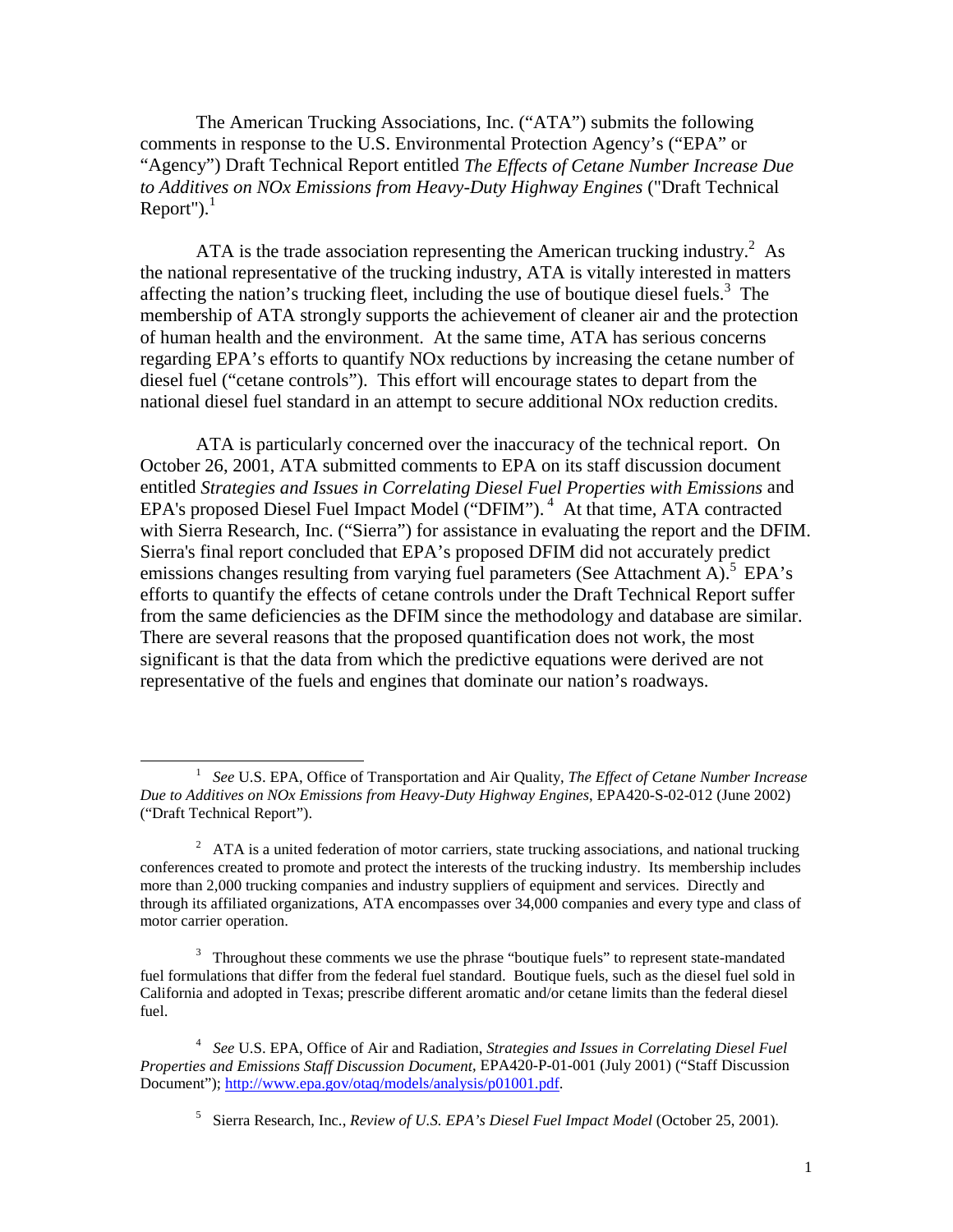The American Trucking Associations, Inc. ("ATA") submits the following comments in response to the U.S. Environmental Protection Agency's ("EPA" or "Agency") Draft Technical Report entitled *The Effects of Cetane Number Increase Due to Additives on NOx Emissions from Heavy-Duty Highway Engines* ("Draft Technical Report").[1]

ATA is the trade association representing the American trucking industry.[2] As the national representative of the trucking industry, ATA is vitally interested in matters affecting the nation's trucking fleet, including the use of boutique diesel fuels.[3] The membership of ATA strongly supports the achievement of cleaner air and the protection of human health and the environment. At the same time, ATA has serious concerns regarding EPA's efforts to quantify NOx reductions by increasing the cetane number of diesel fuel ("cetane controls"). This effort will encourage states to depart from the national diesel fuel standard in an attempt to secure additional NOx reduction credits.

ATA is particularly concerned over the inaccuracy of the technical report. On October 26, 2001, ATA submitted comments to EPA on its staff discussion document entitled *Strategies and Issues in Correlating Diesel Fuel Properties with Emissions* and EPA's proposed Diesel Fuel Impact Model ("DFIM").[4] At that time, ATA contracted with Sierra Research, Inc. ("Sierra") for assistance in evaluating the report and the DFIM. Sierra's final report concluded that EPA's proposed DFIM did not accurately predict emissions changes resulting from varying fuel parameters (See Attachment A).[5] EPA's efforts to quantify the effects of cetane controls under the Draft Technical Report suffer from the same deficiencies as the DFIM since the methodology and database are similar. There are several reasons that the proposed quantification does not work, the most significant is that the data from which the predictive equations were derived are not representative of the fuels and engines that dominate our nation's roadways.

---

[1] *See* U.S. EPA, Office of Transportation and Air Quality, *The Effect of Cetane Number Increase Due to Additives on NOx Emissions from Heavy-Duty Highway Engines*, EPA420-S-02-012 (June 2002) ("Draft Technical Report").

[2] ATA is a united federation of motor carriers, state trucking associations, and national trucking conferences created to promote and protect the interests of the trucking industry. Its membership includes more than 2,000 trucking companies and industry suppliers of equipment and services. Directly and through its affiliated organizations, ATA encompasses over 34,000 companies and every type and class of motor carrier operation.

[3] Throughout these comments we use the phrase "boutique fuels" to represent state-mandated fuel formulations that differ from the federal fuel standard. Boutique fuels, such as the diesel fuel sold in California and adopted in Texas; prescribe different aromatic and/or cetane limits than the federal diesel fuel.

[4] *See* U.S. EPA, Office of Air and Radiation, *Strategies and Issues in Correlating Diesel Fuel Properties and Emissions Staff Discussion Document*, EPA420-P-01-001 (July 2001) ("Staff Discussion Document"); http://www.epa.gov/otaq/models/analysis/p01001.pdf.

[5] Sierra Research, Inc., *Review of U.S. EPA's Diesel Fuel Impact Model* (October 25, 2001).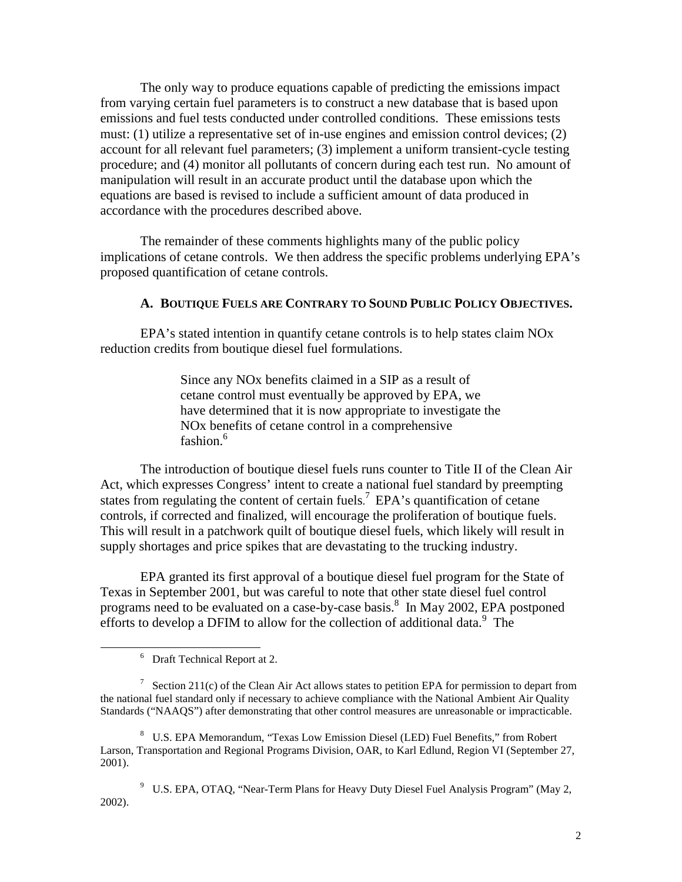The only way to produce equations capable of predicting the emissions impact from varying certain fuel parameters is to construct a new database that is based upon emissions and fuel tests conducted under controlled conditions. These emissions tests must: (1) utilize a representative set of in-use engines and emission control devices; (2) account for all relevant fuel parameters; (3) implement a uniform transient-cycle testing procedure; and (4) monitor all pollutants of concern during each test run. No amount of manipulation will result in an accurate product until the database upon which the equations are based is revised to include a sufficient amount of data produced in accordance with the procedures described above.

The remainder of these comments highlights many of the public policy implications of cetane controls. We then address the specific problems underlying EPA's proposed quantification of cetane controls.

### A. BOUTIQUE FUELS ARE CONTRARY TO SOUND PUBLIC POLICY OBJECTIVES.

EPA's stated intention in quantify cetane controls is to help states claim NOx reduction credits from boutique diesel fuel formulations.

> Since any NOx benefits claimed in a SIP as a result of cetane control must eventually be approved by EPA, we have determined that it is now appropriate to investigate the NOx benefits of cetane control in a comprehensive fashion.[6]

The introduction of boutique diesel fuels runs counter to Title II of the Clean Air Act, which expresses Congress' intent to create a national fuel standard by preempting states from regulating the content of certain fuels.[7] EPA's quantification of cetane controls, if corrected and finalized, will encourage the proliferation of boutique fuels. This will result in a patchwork quilt of boutique diesel fuels, which likely will result in supply shortages and price spikes that are devastating to the trucking industry.

EPA granted its first approval of a boutique diesel fuel program for the State of Texas in September 2001, but was careful to note that other state diesel fuel control programs need to be evaluated on a case-by-case basis.[8] In May 2002, EPA postponed efforts to develop a DFIM to allow for the collection of additional data.[9] The

---

[6] Draft Technical Report at 2.

[7] Section 211(c) of the Clean Air Act allows states to petition EPA for permission to depart from the national fuel standard only if necessary to achieve compliance with the National Ambient Air Quality Standards ("NAAQS") after demonstrating that other control measures are unreasonable or impracticable.

[8] U.S. EPA Memorandum, "Texas Low Emission Diesel (LED) Fuel Benefits," from Robert Larson, Transportation and Regional Programs Division, OAR, to Karl Edlund, Region VI (September 27, 2001).

[9] U.S. EPA, OTAQ, "Near-Term Plans for Heavy Duty Diesel Fuel Analysis Program" (May 2, 2002).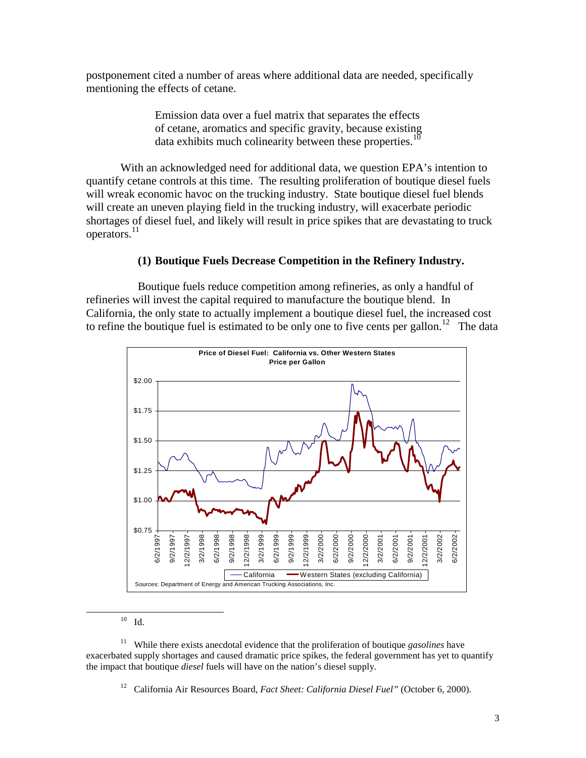postponement cited a number of areas where additional data are needed, specifically mentioning the effects of cetane.

> Emission data over a fuel matrix that separates the effects of cetane, aromatics and specific gravity, because existing data exhibits much colinearity between these properties.[10]

With an acknowledged need for additional data, we question EPA's intention to quantify cetane controls at this time. The resulting proliferation of boutique diesel fuels will wreak economic havoc on the trucking industry. State boutique diesel fuel blends will create an uneven playing field in the trucking industry, will exacerbate periodic shortages of diesel fuel, and likely will result in price spikes that are devastating to truck operators.[11]

### (1) Boutique Fuels Decrease Competition in the Refinery Industry.

Boutique fuels reduce competition among refineries, as only a handful of refineries will invest the capital required to manufacture the boutique blend. In California, the only state to actually implement a boutique diesel fuel, the increased cost to refine the boutique fuel is estimated to be only one to five cents per gallon.[12] The data

**Price of Diesel Fuel: California vs. Other Western States**
**Price per Gallon**

Legend: California; Western States (excluding California)

Sources: Department of Energy and American Trucking Associations, Inc.

---

[10] Id.

[11] While there exists anecdotal evidence that the proliferation of boutique *gasolines* have exacerbated supply shortages and caused dramatic price spikes, the federal government has yet to quantify the impact that boutique *diesel* fuels will have on the nation's diesel supply.

[12] California Air Resources Board, *Fact Sheet: California Diesel Fuel"* (October 6, 2000).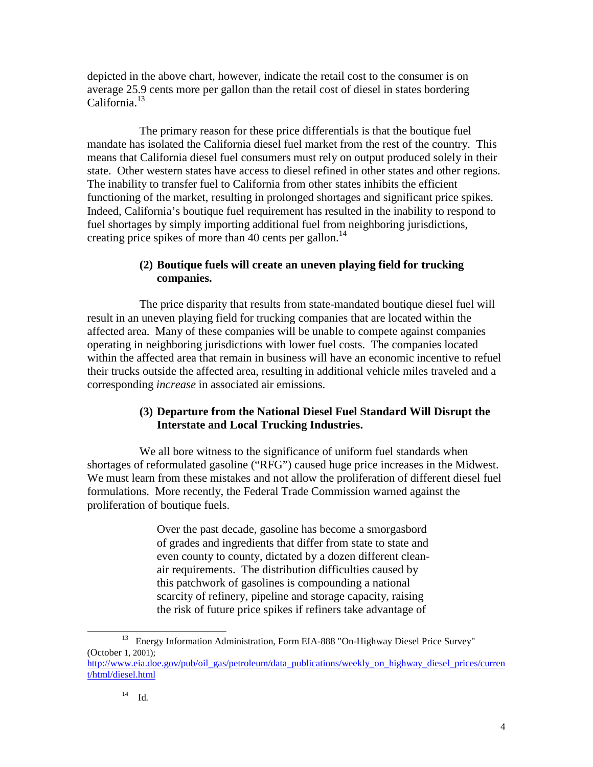depicted in the above chart, however, indicate the retail cost to the consumer is on average 25.9 cents more per gallon than the retail cost of diesel in states bordering California.[13]

The primary reason for these price differentials is that the boutique fuel mandate has isolated the California diesel fuel market from the rest of the country. This means that California diesel fuel consumers must rely on output produced solely in their state. Other western states have access to diesel refined in other states and other regions. The inability to transfer fuel to California from other states inhibits the efficient functioning of the market, resulting in prolonged shortages and significant price spikes. Indeed, California's boutique fuel requirement has resulted in the inability to respond to fuel shortages by simply importing additional fuel from neighboring jurisdictions, creating price spikes of more than 40 cents per gallon.[14]

**(2) Boutique fuels will create an uneven playing field for trucking companies.**

The price disparity that results from state-mandated boutique diesel fuel will result in an uneven playing field for trucking companies that are located within the affected area. Many of these companies will be unable to compete against companies operating in neighboring jurisdictions with lower fuel costs. The companies located within the affected area that remain in business will have an economic incentive to refuel their trucks outside the affected area, resulting in additional vehicle miles traveled and a corresponding *increase* in associated air emissions.

**(3) Departure from the National Diesel Fuel Standard Will Disrupt the Interstate and Local Trucking Industries.**

We all bore witness to the significance of uniform fuel standards when shortages of reformulated gasoline ("RFG") caused huge price increases in the Midwest. We must learn from these mistakes and not allow the proliferation of different diesel fuel formulations. More recently, the Federal Trade Commission warned against the proliferation of boutique fuels.

> Over the past decade, gasoline has become a smorgasbord of grades and ingredients that differ from state to state and even county to county, dictated by a dozen different clean-air requirements. The distribution difficulties caused by this patchwork of gasolines is compounding a national scarcity of refinery, pipeline and storage capacity, raising the risk of future price spikes if refiners take advantage of

---

[13] Energy Information Administration, Form EIA-888 "On-Highway Diesel Price Survey" (October 1, 2001); http://www.eia.doe.gov/pub/oil_gas/petroleum/data_publications/weekly_on_highway_diesel_prices/current/html/diesel.html

[14] Id.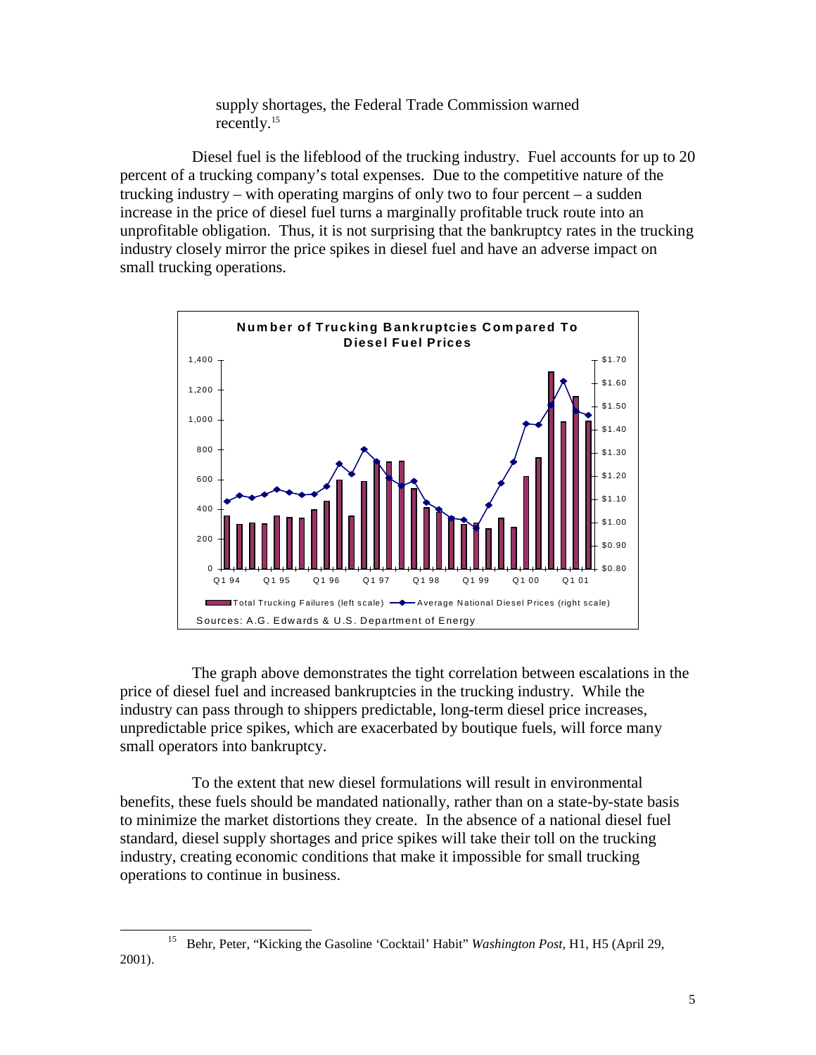supply shortages, the Federal Trade Commission warned recently.[15]

Diesel fuel is the lifeblood of the trucking industry. Fuel accounts for up to 20 percent of a trucking company's total expenses. Due to the competitive nature of the trucking industry – with operating margins of only two to four percent – a sudden increase in the price of diesel fuel turns a marginally profitable truck route into an unprofitable obligation. Thus, it is not surprising that the bankruptcy rates in the trucking industry closely mirror the price spikes in diesel fuel and have an adverse impact on small trucking operations.

**Number of Trucking Bankruptcies Compared To Diesel Fuel Prices**

Total Trucking Failures (left scale) — Average National Diesel Prices (right scale)

Sources: A.G. Edwards & U.S. Department of Energy

The graph above demonstrates the tight correlation between escalations in the price of diesel fuel and increased bankruptcies in the trucking industry. While the industry can pass through to shippers predictable, long-term diesel price increases, unpredictable price spikes, which are exacerbated by boutique fuels, will force many small operators into bankruptcy.

To the extent that new diesel formulations will result in environmental benefits, these fuels should be mandated nationally, rather than on a state-by-state basis to minimize the market distortions they create. In the absence of a national diesel fuel standard, diesel supply shortages and price spikes will take their toll on the trucking industry, creating economic conditions that make it impossible for small trucking operations to continue in business.

---

[15] Behr, Peter, "Kicking the Gasoline 'Cocktail' Habit" *Washington Post,* H1, H5 (April 29, 2001).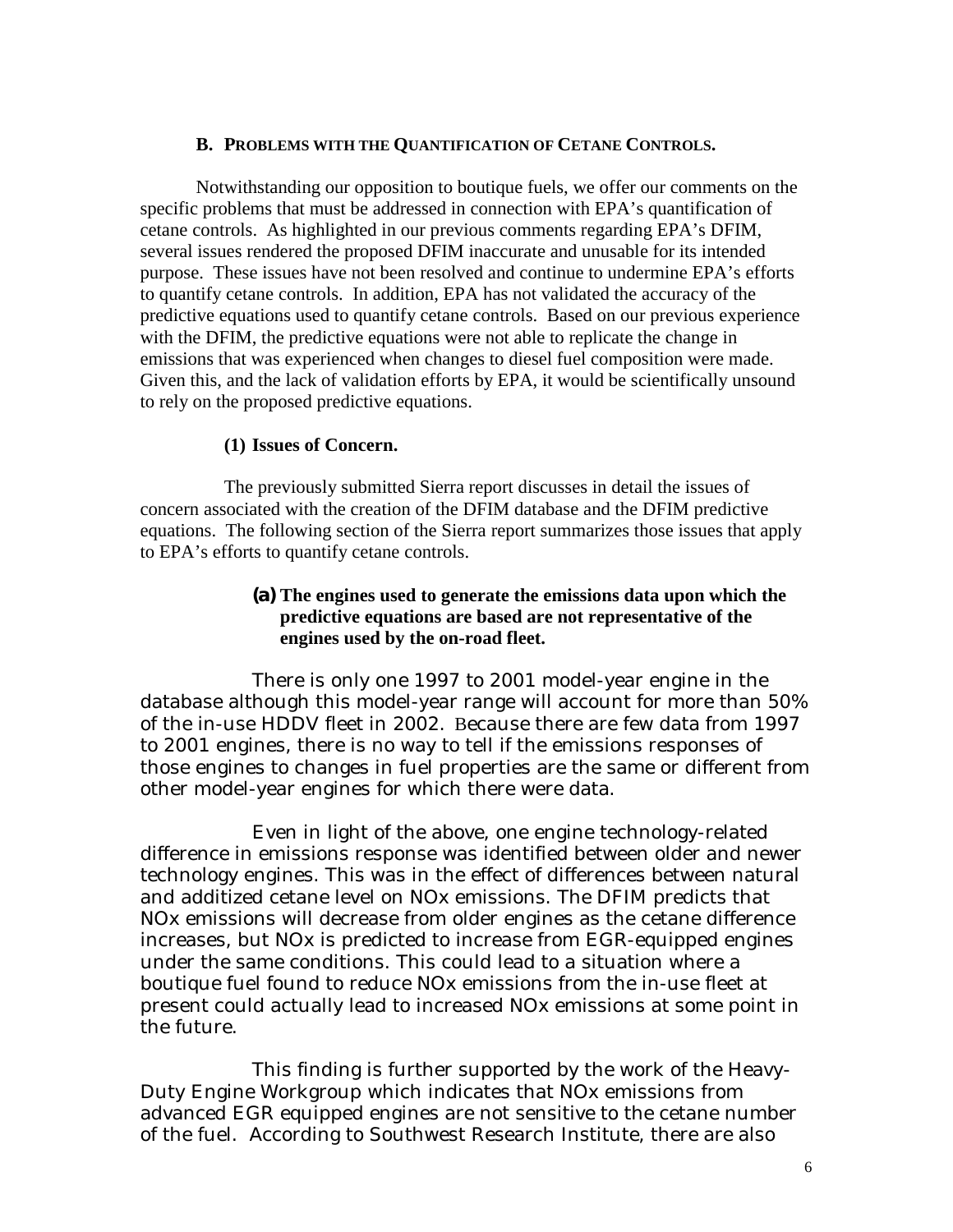### B. PROBLEMS WITH THE QUANTIFICATION OF CETANE CONTROLS.

Notwithstanding our opposition to boutique fuels, we offer our comments on the specific problems that must be addressed in connection with EPA's quantification of cetane controls. As highlighted in our previous comments regarding EPA's DFIM, several issues rendered the proposed DFIM inaccurate and unusable for its intended purpose. These issues have not been resolved and continue to undermine EPA's efforts to quantify cetane controls. In addition, EPA has not validated the accuracy of the predictive equations used to quantify cetane controls. Based on our previous experience with the DFIM, the predictive equations were not able to replicate the change in emissions that was experienced when changes to diesel fuel composition were made. Given this, and the lack of validation efforts by EPA, it would be scientifically unsound to rely on the proposed predictive equations.

#### (1) Issues of Concern.

The previously submitted Sierra report discusses in detail the issues of concern associated with the creation of the DFIM database and the DFIM predictive equations. The following section of the Sierra report summarizes those issues that apply to EPA's efforts to quantify cetane controls.

##### (a) The engines used to generate the emissions data upon which the predictive equations are based are not representative of the engines used by the on-road fleet.

There is only one 1997 to 2001 model-year engine in the database although this model-year range will account for more than 50% of the in-use HDDV fleet in 2002. Because there are few data from 1997 to 2001 engines, there is no way to tell if the emissions responses of those engines to changes in fuel properties are the same or different from other model-year engines for which there were data.

Even in light of the above, one engine technology-related difference in emissions response was identified between older and newer technology engines. This was in the effect of differences between natural and additized cetane level on NOx emissions. The DFIM predicts that NOx emissions will decrease from older engines as the cetane difference increases, but NOx is predicted to increase from EGR-equipped engines under the same conditions. This could lead to a situation where a boutique fuel found to reduce NOx emissions from the in-use fleet at present could actually lead to increased NOx emissions at some point in the future.

This finding is further supported by the work of the Heavy-Duty Engine Workgroup which indicates that NOx emissions from advanced EGR equipped engines are not sensitive to the cetane number of the fuel. According to Southwest Research Institute, there are also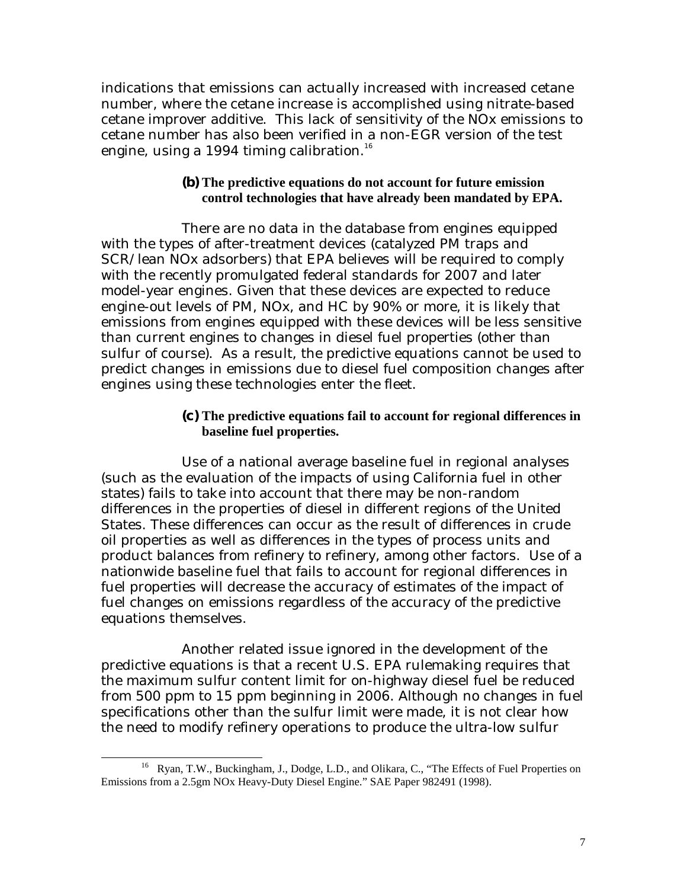indications that emissions can actually increased with increased cetane number, where the cetane increase is accomplished using nitrate-based cetane improver additive. This lack of sensitivity of the NOx emissions to cetane number has also been verified in a non-EGR version of the test engine, using a 1994 timing calibration.[16]

**(b) The predictive equations do not account for future emission control technologies that have already been mandated by EPA.**

There are no data in the database from engines equipped with the types of after-treatment devices (catalyzed PM traps and SCR/lean NOx adsorbers) that EPA believes will be required to comply with the recently promulgated federal standards for 2007 and later model-year engines. Given that these devices are expected to reduce engine-out levels of PM, NOx, and HC by 90% or more, it is likely that emissions from engines equipped with these devices will be less sensitive than current engines to changes in diesel fuel properties (other than sulfur of course). As a result, the predictive equations cannot be used to predict changes in emissions due to diesel fuel composition changes after engines using these technologies enter the fleet.

**(c) The predictive equations fail to account for regional differences in baseline fuel properties.**

Use of a national average baseline fuel in regional analyses (such as the evaluation of the impacts of using California fuel in other states) fails to take into account that there may be non-random differences in the properties of diesel in different regions of the United States. These differences can occur as the result of differences in crude oil properties as well as differences in the types of process units and product balances from refinery to refinery, among other factors. Use of a nationwide baseline fuel that fails to account for regional differences in fuel properties will decrease the accuracy of estimates of the impact of fuel changes on emissions regardless of the accuracy of the predictive equations themselves.

Another related issue ignored in the development of the predictive equations is that a recent U.S. EPA rulemaking requires that the maximum sulfur content limit for on-highway diesel fuel be reduced from 500 ppm to 15 ppm beginning in 2006. Although no changes in fuel specifications other than the sulfur limit were made, it is not clear how the need to modify refinery operations to produce the ultra-low sulfur

---

[16] Ryan, T.W., Buckingham, J., Dodge, L.D., and Olikara, C., "The Effects of Fuel Properties on Emissions from a 2.5gm NOx Heavy-Duty Diesel Engine." SAE Paper 982491 (1998).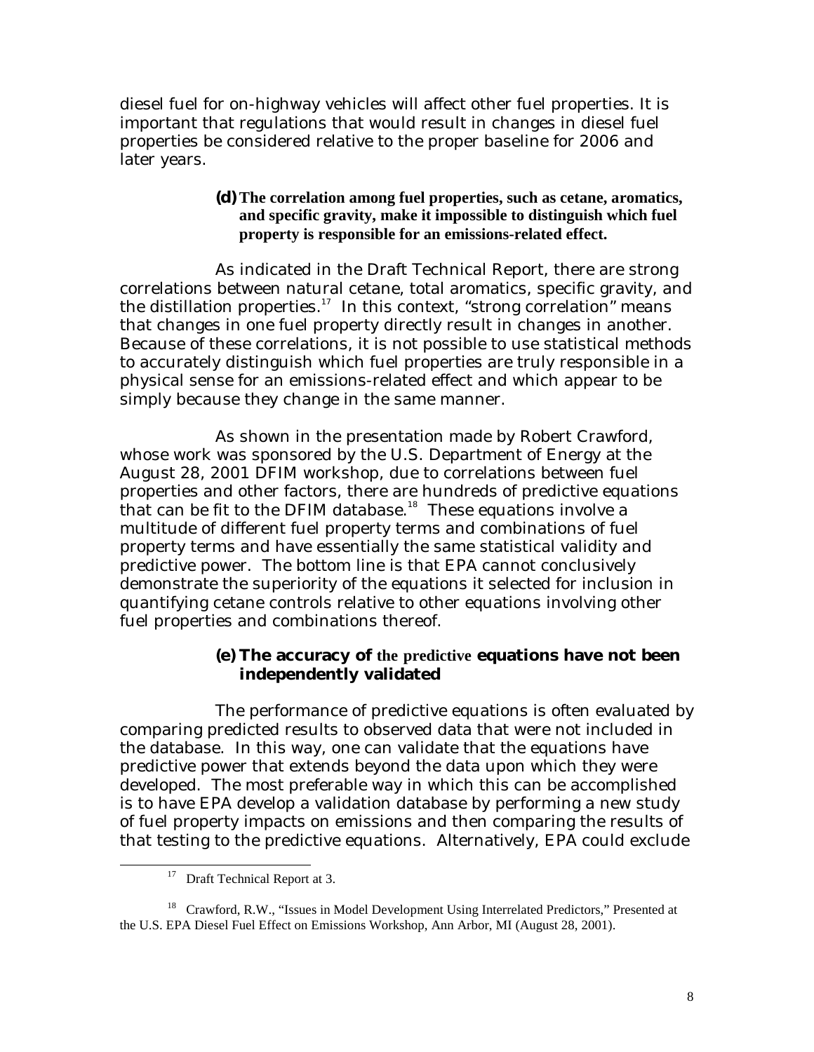diesel fuel for on-highway vehicles will affect other fuel properties. It is important that regulations that would result in changes in diesel fuel properties be considered relative to the proper baseline for 2006 and later years.

**(d) The correlation among fuel properties, such as cetane, aromatics, and specific gravity, make it impossible to distinguish which fuel property is responsible for an emissions-related effect.**

As indicated in the Draft Technical Report, there are strong correlations between natural cetane, total aromatics, specific gravity, and the distillation properties.[17] In this context, "strong correlation" means that changes in one fuel property directly result in changes in another. Because of these correlations, it is not possible to use statistical methods to accurately distinguish which fuel properties are truly responsible in a physical sense for an emissions-related effect and which appear to be simply because they change in the same manner.

As shown in the presentation made by Robert Crawford, whose work was sponsored by the U.S. Department of Energy at the August 28, 2001 DFIM workshop, due to correlations between fuel properties and other factors, there are hundreds of predictive equations that can be fit to the DFIM database.[18] These equations involve a multitude of different fuel property terms and combinations of fuel property terms and have essentially the same statistical validity and predictive power. The bottom line is that EPA cannot conclusively demonstrate the superiority of the equations it selected for inclusion in quantifying cetane controls relative to other equations involving other fuel properties and combinations thereof.

**(e) The accuracy of the predictive equations have not been independently validated**

The performance of predictive equations is often evaluated by comparing predicted results to observed data that were not included in the database. In this way, one can validate that the equations have predictive power that extends beyond the data upon which they were developed. The most preferable way in which this can be accomplished is to have EPA develop a validation database by performing a new study of fuel property impacts on emissions and then comparing the results of that testing to the predictive equations. Alternatively, EPA could exclude

---

[17] Draft Technical Report at 3.

[18] Crawford, R.W., "Issues in Model Development Using Interrelated Predictors," Presented at the U.S. EPA Diesel Fuel Effect on Emissions Workshop, Ann Arbor, MI (August 28, 2001).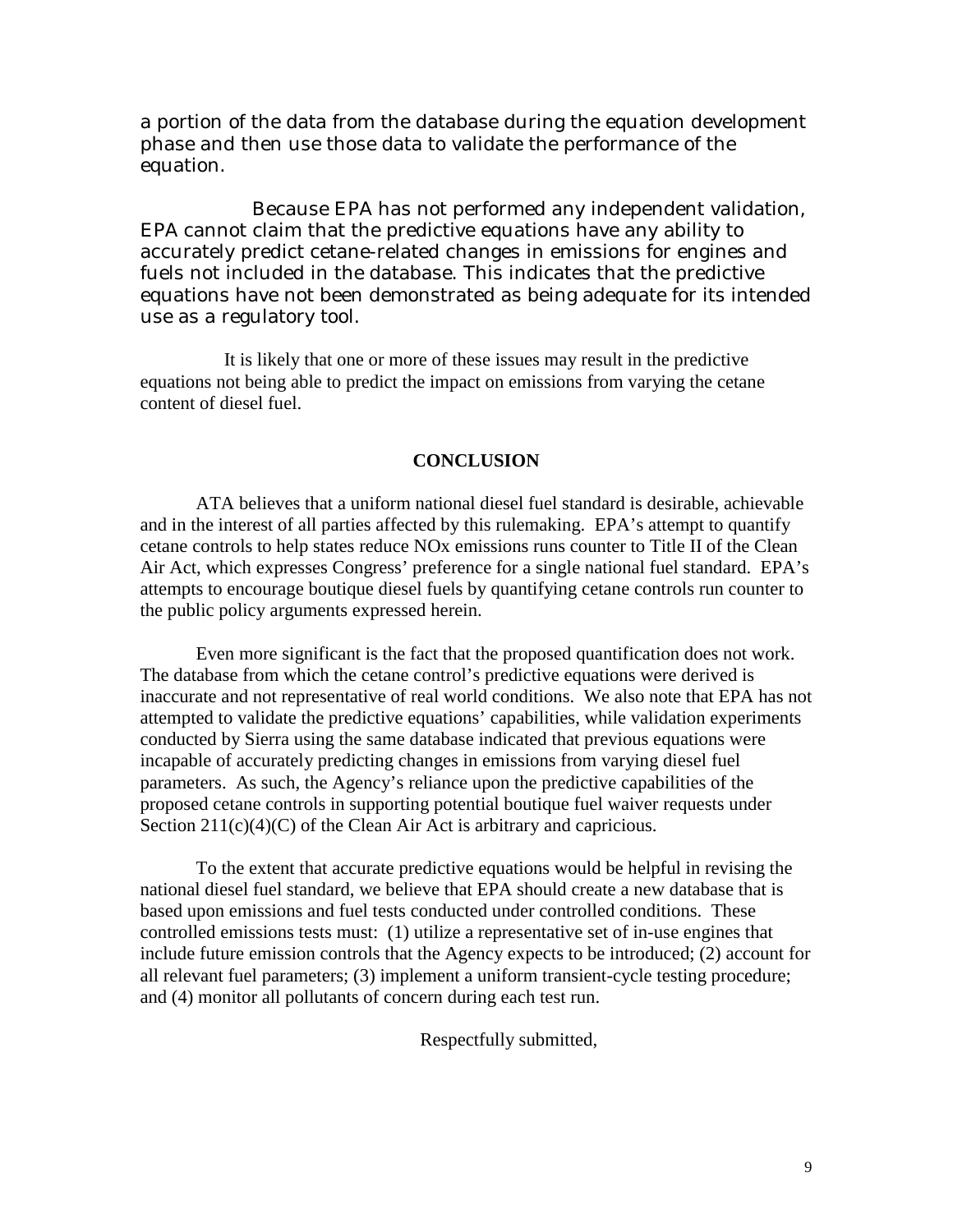a portion of the data from the database during the equation development phase and then use those data to validate the performance of the equation.

Because EPA has not performed any independent validation, EPA cannot claim that the predictive equations have any ability to accurately predict cetane-related changes in emissions for engines and fuels not included in the database. This indicates that the predictive equations have not been demonstrated as being adequate for its intended use as a regulatory tool.

It is likely that one or more of these issues may result in the predictive equations not being able to predict the impact on emissions from varying the cetane content of diesel fuel.

## CONCLUSION

ATA believes that a uniform national diesel fuel standard is desirable, achievable and in the interest of all parties affected by this rulemaking. EPA's attempt to quantify cetane controls to help states reduce NOx emissions runs counter to Title II of the Clean Air Act, which expresses Congress' preference for a single national fuel standard. EPA's attempts to encourage boutique diesel fuels by quantifying cetane controls run counter to the public policy arguments expressed herein.

Even more significant is the fact that the proposed quantification does not work. The database from which the cetane control's predictive equations were derived is inaccurate and not representative of real world conditions. We also note that EPA has not attempted to validate the predictive equations' capabilities, while validation experiments conducted by Sierra using the same database indicated that previous equations were incapable of accurately predicting changes in emissions from varying diesel fuel parameters. As such, the Agency's reliance upon the predictive capabilities of the proposed cetane controls in supporting potential boutique fuel waiver requests under Section 211(c)(4)(C) of the Clean Air Act is arbitrary and capricious.

To the extent that accurate predictive equations would be helpful in revising the national diesel fuel standard, we believe that EPA should create a new database that is based upon emissions and fuel tests conducted under controlled conditions. These controlled emissions tests must: (1) utilize a representative set of in-use engines that include future emission controls that the Agency expects to be introduced; (2) account for all relevant fuel parameters; (3) implement a uniform transient-cycle testing procedure; and (4) monitor all pollutants of concern during each test run.

Respectfully submitted,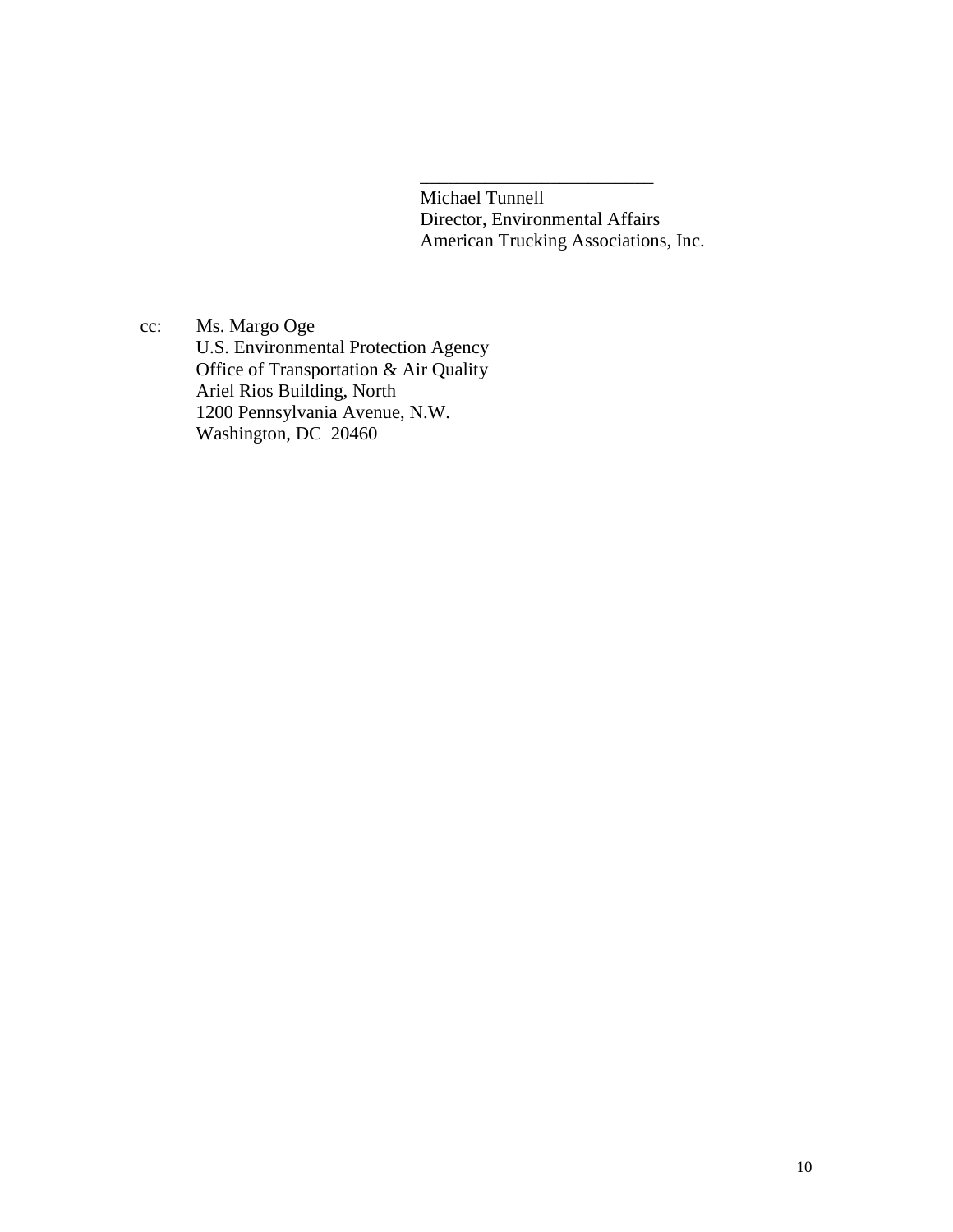\_\_\_\_\_\_\_\_\_\_\_\_\_\_\_\_\_\_\_\_\_\_\_\_\_

Michael Tunnell  
Director, Environmental Affairs  
American Trucking Associations, Inc.

cc: Ms. Margo Oge  
U.S. Environmental Protection Agency  
Office of Transportation & Air Quality  
Ariel Rios Building, North  
1200 Pennsylvania Avenue, N.W.  
Washington, DC 20460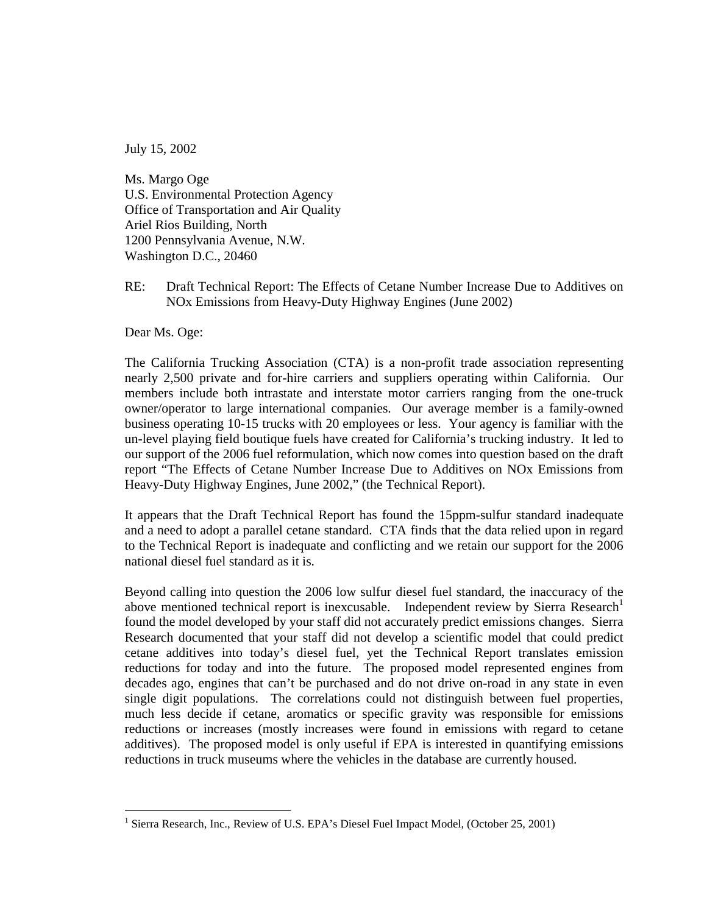July 15, 2002

Ms. Margo Oge
U.S. Environmental Protection Agency
Office of Transportation and Air Quality
Ariel Rios Building, North
1200 Pennsylvania Avenue, N.W.
Washington D.C., 20460

RE: Draft Technical Report: The Effects of Cetane Number Increase Due to Additives on NOx Emissions from Heavy-Duty Highway Engines (June 2002)

Dear Ms. Oge:

The California Trucking Association (CTA) is a non-profit trade association representing nearly 2,500 private and for-hire carriers and suppliers operating within California. Our members include both intrastate and interstate motor carriers ranging from the one-truck owner/operator to large international companies. Our average member is a family-owned business operating 10-15 trucks with 20 employees or less. Your agency is familiar with the un-level playing field boutique fuels have created for California's trucking industry. It led to our support of the 2006 fuel reformulation, which now comes into question based on the draft report "The Effects of Cetane Number Increase Due to Additives on NOx Emissions from Heavy-Duty Highway Engines, June 2002," (the Technical Report).

It appears that the Draft Technical Report has found the 15ppm-sulfur standard inadequate and a need to adopt a parallel cetane standard. CTA finds that the data relied upon in regard to the Technical Report is inadequate and conflicting and we retain our support for the 2006 national diesel fuel standard as it is.

Beyond calling into question the 2006 low sulfur diesel fuel standard, the inaccuracy of the above mentioned technical report is inexcusable. Independent review by Sierra Research[1] found the model developed by your staff did not accurately predict emissions changes. Sierra Research documented that your staff did not develop a scientific model that could predict cetane additives into today's diesel fuel, yet the Technical Report translates emission reductions for today and into the future. The proposed model represented engines from decades ago, engines that can't be purchased and do not drive on-road in any state in even single digit populations. The correlations could not distinguish between fuel properties, much less decide if cetane, aromatics or specific gravity was responsible for emissions reductions or increases (mostly increases were found in emissions with regard to cetane additives). The proposed model is only useful if EPA is interested in quantifying emissions reductions in truck museums where the vehicles in the database are currently housed.

[1] Sierra Research, Inc., Review of U.S. EPA's Diesel Fuel Impact Model, (October 25, 2001)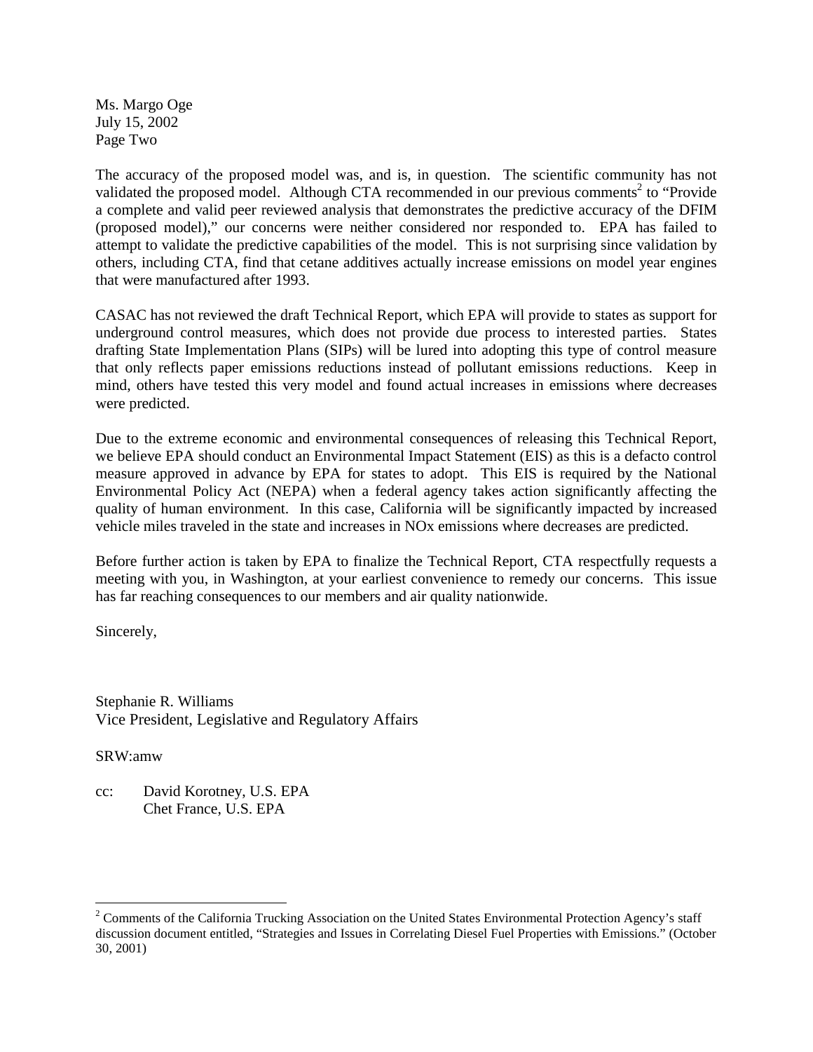Ms. Margo Oge
July 15, 2002
Page Two

The accuracy of the proposed model was, and is, in question. The scientific community has not validated the proposed model. Although CTA recommended in our previous comments[2] to "Provide a complete and valid peer reviewed analysis that demonstrates the predictive accuracy of the DFIM (proposed model)," our concerns were neither considered nor responded to. EPA has failed to attempt to validate the predictive capabilities of the model. This is not surprising since validation by others, including CTA, find that cetane additives actually increase emissions on model year engines that were manufactured after 1993.

CASAC has not reviewed the draft Technical Report, which EPA will provide to states as support for underground control measures, which does not provide due process to interested parties. States drafting State Implementation Plans (SIPs) will be lured into adopting this type of control measure that only reflects paper emissions reductions instead of pollutant emissions reductions. Keep in mind, others have tested this very model and found actual increases in emissions where decreases were predicted.

Due to the extreme economic and environmental consequences of releasing this Technical Report, we believe EPA should conduct an Environmental Impact Statement (EIS) as this is a defacto control measure approved in advance by EPA for states to adopt. This EIS is required by the National Environmental Policy Act (NEPA) when a federal agency takes action significantly affecting the quality of human environment. In this case, California will be significantly impacted by increased vehicle miles traveled in the state and increases in NOx emissions where decreases are predicted.

Before further action is taken by EPA to finalize the Technical Report, CTA respectfully requests a meeting with you, in Washington, at your earliest convenience to remedy our concerns. This issue has far reaching consequences to our members and air quality nationwide.

Sincerely,

Stephanie R. Williams
Vice President, Legislative and Regulatory Affairs

SRW:amw

cc: David Korotney, U.S. EPA
Chet France, U.S. EPA

[2] Comments of the California Trucking Association on the United States Environmental Protection Agency's staff discussion document entitled, "Strategies and Issues in Correlating Diesel Fuel Properties with Emissions." (October 30, 2001)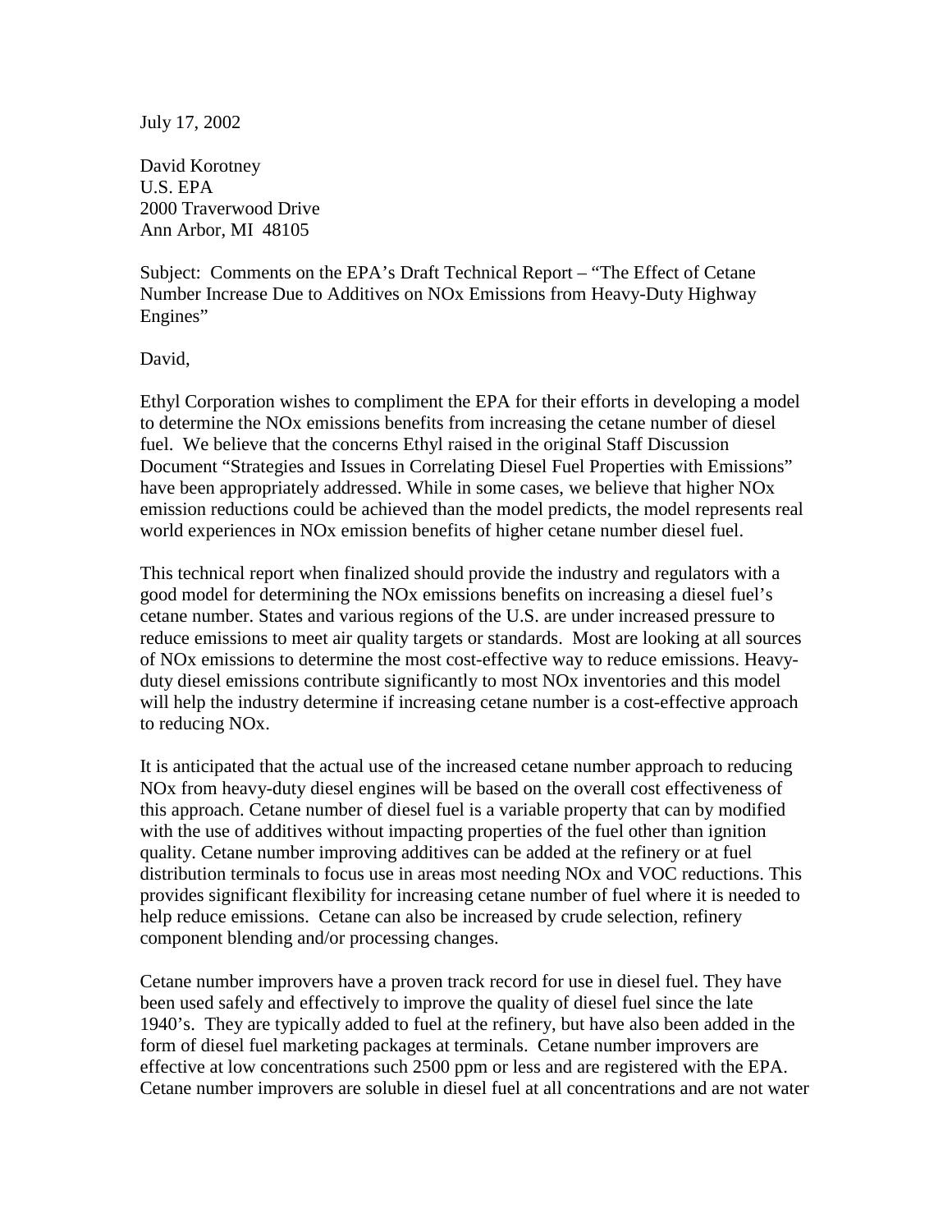July 17, 2002

David Korotney  
U.S. EPA  
2000 Traverwood Drive  
Ann Arbor, MI 48105

Subject: Comments on the EPA's Draft Technical Report – "The Effect of Cetane Number Increase Due to Additives on NOx Emissions from Heavy-Duty Highway Engines"

David,

Ethyl Corporation wishes to compliment the EPA for their efforts in developing a model to determine the NOx emissions benefits from increasing the cetane number of diesel fuel. We believe that the concerns Ethyl raised in the original Staff Discussion Document "Strategies and Issues in Correlating Diesel Fuel Properties with Emissions" have been appropriately addressed. While in some cases, we believe that higher NOx emission reductions could be achieved than the model predicts, the model represents real world experiences in NOx emission benefits of higher cetane number diesel fuel.

This technical report when finalized should provide the industry and regulators with a good model for determining the NOx emissions benefits on increasing a diesel fuel's cetane number. States and various regions of the U.S. are under increased pressure to reduce emissions to meet air quality targets or standards. Most are looking at all sources of NOx emissions to determine the most cost-effective way to reduce emissions. Heavy-duty diesel emissions contribute significantly to most NOx inventories and this model will help the industry determine if increasing cetane number is a cost-effective approach to reducing NOx.

It is anticipated that the actual use of the increased cetane number approach to reducing NOx from heavy-duty diesel engines will be based on the overall cost effectiveness of this approach. Cetane number of diesel fuel is a variable property that can by modified with the use of additives without impacting properties of the fuel other than ignition quality. Cetane number improving additives can be added at the refinery or at fuel distribution terminals to focus use in areas most needing NOx and VOC reductions. This provides significant flexibility for increasing cetane number of fuel where it is needed to help reduce emissions. Cetane can also be increased by crude selection, refinery component blending and/or processing changes.

Cetane number improvers have a proven track record for use in diesel fuel. They have been used safely and effectively to improve the quality of diesel fuel since the late 1940's. They are typically added to fuel at the refinery, but have also been added in the form of diesel fuel marketing packages at terminals. Cetane number improvers are effective at low concentrations such 2500 ppm or less and are registered with the EPA. Cetane number improvers are soluble in diesel fuel at all concentrations and are not water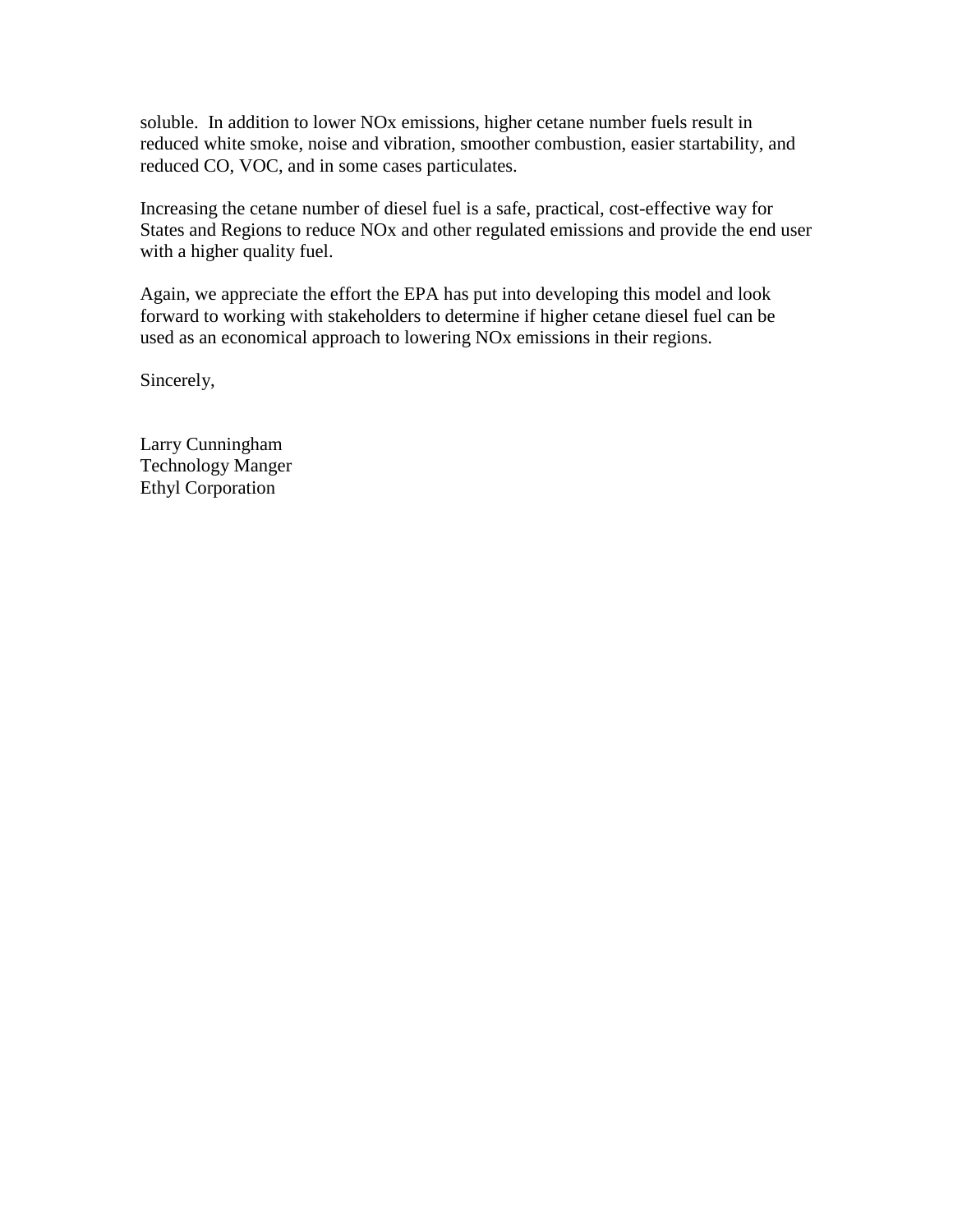soluble. In addition to lower NOx emissions, higher cetane number fuels result in reduced white smoke, noise and vibration, smoother combustion, easier startability, and reduced CO, VOC, and in some cases particulates.

Increasing the cetane number of diesel fuel is a safe, practical, cost-effective way for States and Regions to reduce NOx and other regulated emissions and provide the end user with a higher quality fuel.

Again, we appreciate the effort the EPA has put into developing this model and look forward to working with stakeholders to determine if higher cetane diesel fuel can be used as an economical approach to lowering NOx emissions in their regions.

Sincerely,

Larry Cunningham  
Technology Manger  
Ethyl Corporation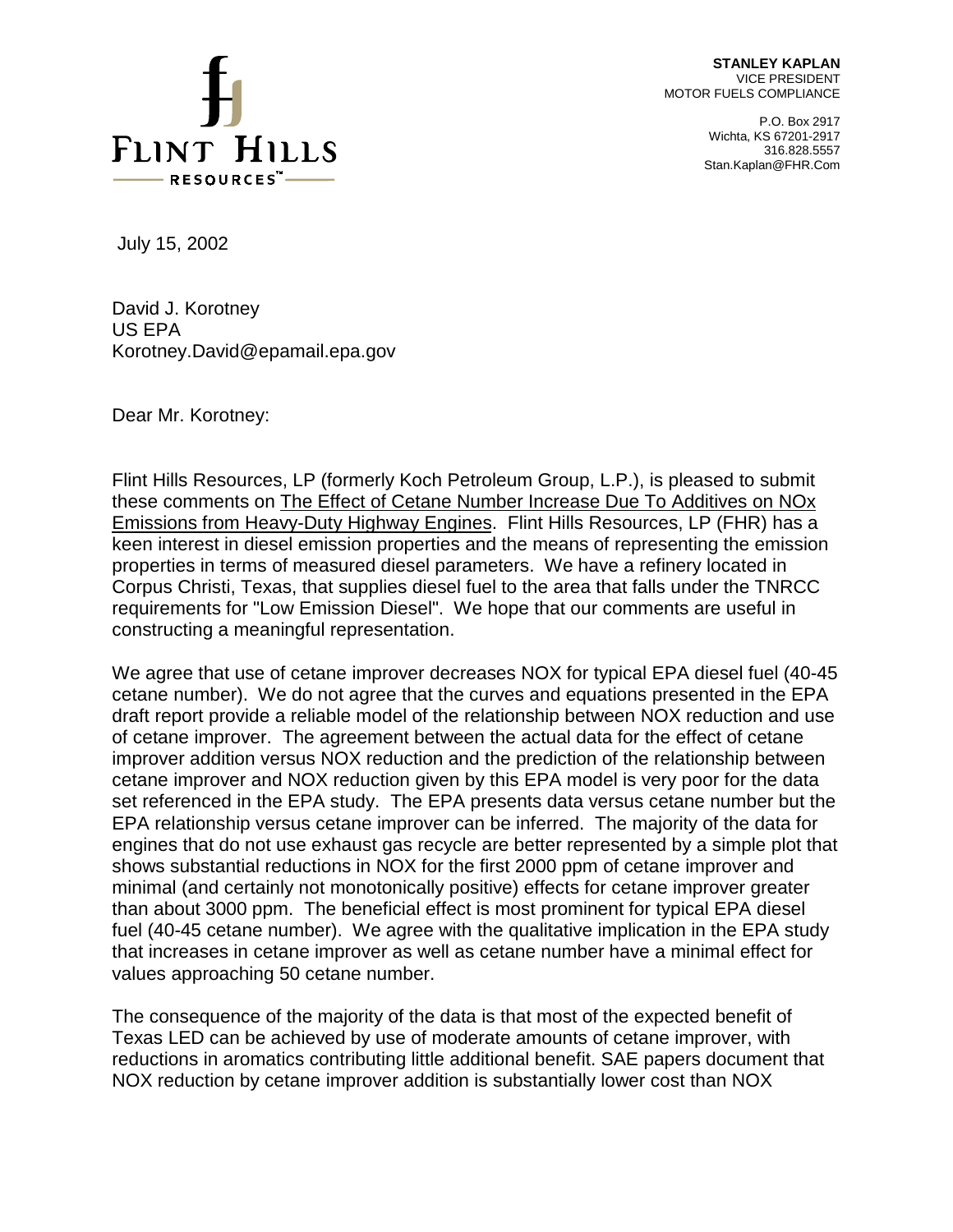**FLINT HILLS RESOURCES™**

**STANLEY KAPLAN**
VICE PRESIDENT
MOTOR FUELS COMPLIANCE

P.O. Box 2917
Wichta, KS 67201-2917
316.828.5557
Stan.Kaplan@FHR.Com

July 15, 2002

David J. Korotney
US EPA
Korotney.David@epamail.epa.gov

Dear Mr. Korotney:

Flint Hills Resources, LP (formerly Koch Petroleum Group, L.P.), is pleased to submit these comments on The Effect of Cetane Number Increase Due To Additives on NOx Emissions from Heavy-Duty Highway Engines. Flint Hills Resources, LP (FHR) has a keen interest in diesel emission properties and the means of representing the emission properties in terms of measured diesel parameters. We have a refinery located in Corpus Christi, Texas, that supplies diesel fuel to the area that falls under the TNRCC requirements for "Low Emission Diesel". We hope that our comments are useful in constructing a meaningful representation.

We agree that use of cetane improver decreases NOX for typical EPA diesel fuel (40-45 cetane number). We do not agree that the curves and equations presented in the EPA draft report provide a reliable model of the relationship between NOX reduction and use of cetane improver. The agreement between the actual data for the effect of cetane improver addition versus NOX reduction and the prediction of the relationship between cetane improver and NOX reduction given by this EPA model is very poor for the data set referenced in the EPA study. The EPA presents data versus cetane number but the EPA relationship versus cetane improver can be inferred. The majority of the data for engines that do not use exhaust gas recycle are better represented by a simple plot that shows substantial reductions in NOX for the first 2000 ppm of cetane improver and minimal (and certainly not monotonically positive) effects for cetane improver greater than about 3000 ppm. The beneficial effect is most prominent for typical EPA diesel fuel (40-45 cetane number). We agree with the qualitative implication in the EPA study that increases in cetane improver as well as cetane number have a minimal effect for values approaching 50 cetane number.

The consequence of the majority of the data is that most of the expected benefit of Texas LED can be achieved by use of moderate amounts of cetane improver, with reductions in aromatics contributing little additional benefit. SAE papers document that NOX reduction by cetane improver addition is substantially lower cost than NOX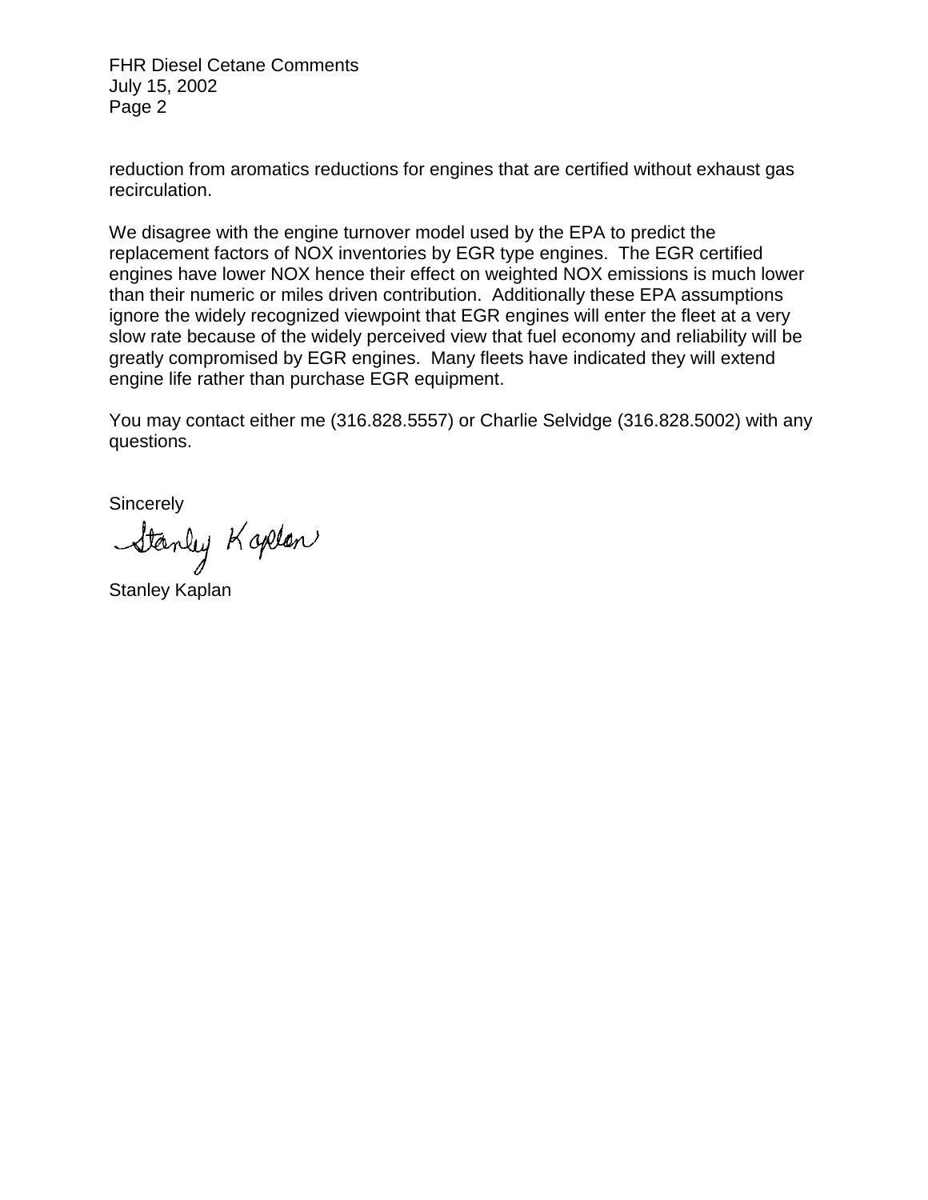reduction from aromatics reductions for engines that are certified without exhaust gas recirculation.

We disagree with the engine turnover model used by the EPA to predict the replacement factors of NOX inventories by EGR type engines. The EGR certified engines have lower NOX hence their effect on weighted NOX emissions is much lower than their numeric or miles driven contribution. Additionally these EPA assumptions ignore the widely recognized viewpoint that EGR engines will enter the fleet at a very slow rate because of the widely perceived view that fuel economy and reliability will be greatly compromised by EGR engines. Many fleets have indicated they will extend engine life rather than purchase EGR equipment.

You may contact either me (316.828.5557) or Charlie Selvidge (316.828.5002) with any questions.

Sincerely

Stanley Kaplan

Stanley Kaplan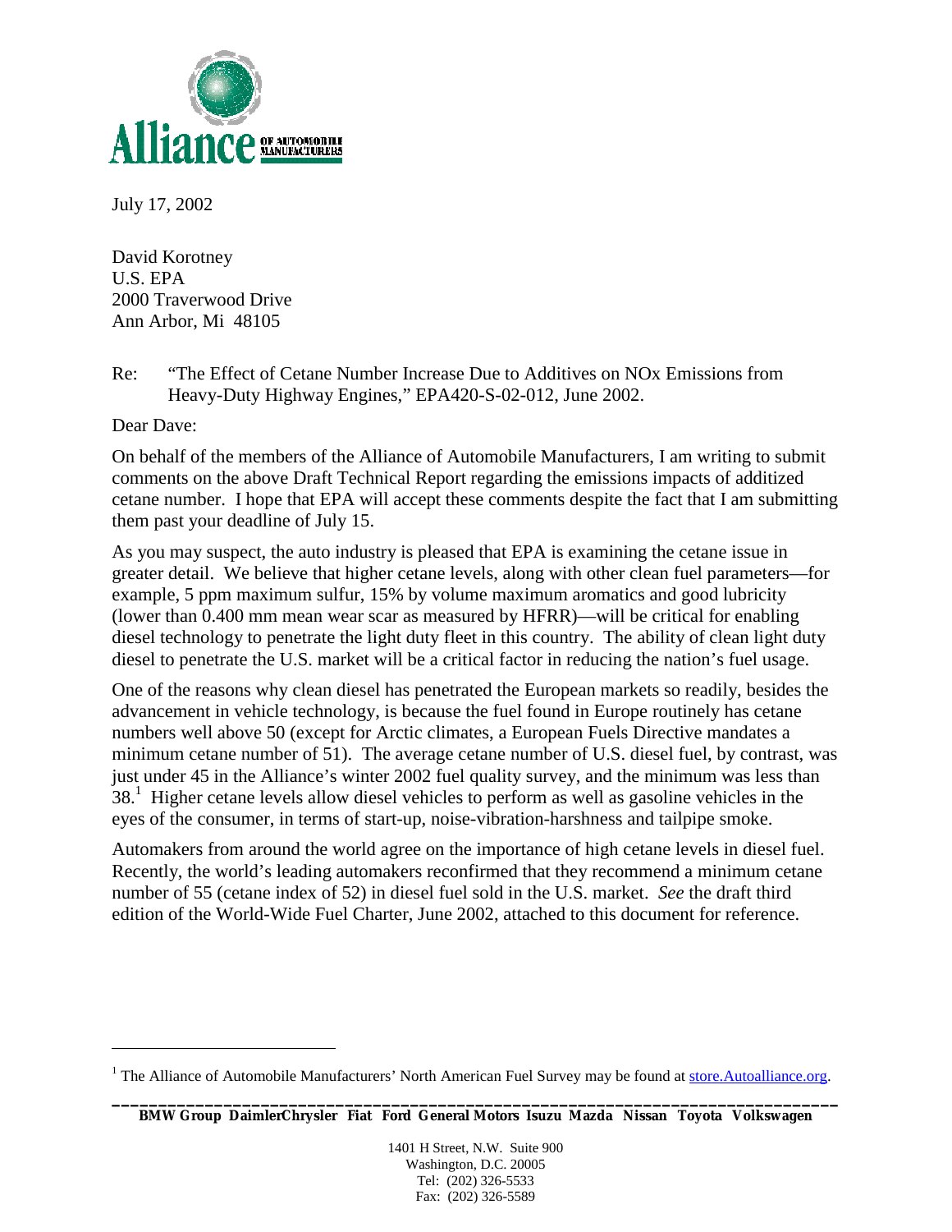Alliance OF AUTOMOBILE MANUFACTURERS

July 17, 2002

David Korotney
U.S. EPA
2000 Traverwood Drive
Ann Arbor, Mi 48105

Re: "The Effect of Cetane Number Increase Due to Additives on NOx Emissions from Heavy-Duty Highway Engines," EPA420-S-02-012, June 2002.

Dear Dave:

On behalf of the members of the Alliance of Automobile Manufacturers, I am writing to submit comments on the above Draft Technical Report regarding the emissions impacts of additized cetane number. I hope that EPA will accept these comments despite the fact that I am submitting them past your deadline of July 15.

As you may suspect, the auto industry is pleased that EPA is examining the cetane issue in greater detail. We believe that higher cetane levels, along with other clean fuel parameters—for example, 5 ppm maximum sulfur, 15% by volume maximum aromatics and good lubricity (lower than 0.400 mm mean wear scar as measured by HFRR)—will be critical for enabling diesel technology to penetrate the light duty fleet in this country. The ability of clean light duty diesel to penetrate the U.S. market will be a critical factor in reducing the nation's fuel usage.

One of the reasons why clean diesel has penetrated the European markets so readily, besides the advancement in vehicle technology, is because the fuel found in Europe routinely has cetane numbers well above 50 (except for Arctic climates, a European Fuels Directive mandates a minimum cetane number of 51). The average cetane number of U.S. diesel fuel, by contrast, was just under 45 in the Alliance's winter 2002 fuel quality survey, and the minimum was less than 38.[1] Higher cetane levels allow diesel vehicles to perform as well as gasoline vehicles in the eyes of the consumer, in terms of start-up, noise-vibration-harshness and tailpipe smoke.

Automakers from around the world agree on the importance of high cetane levels in diesel fuel. Recently, the world's leading automakers reconfirmed that they recommend a minimum cetane number of 55 (cetane index of 52) in diesel fuel sold in the U.S. market. *See* the draft third edition of the World-Wide Fuel Charter, June 2002, attached to this document for reference.

---

[1] The Alliance of Automobile Manufacturers' North American Fuel Survey may be found at store.Autoalliance.org.

**BMW Group DaimlerChrysler Fiat Ford General Motors Isuzu Mazda Nissan Toyota Volkswagen**

1401 H Street, N.W. Suite 900
Washington, D.C. 20005
Tel: (202) 326-5533
Fax: (202) 326-5589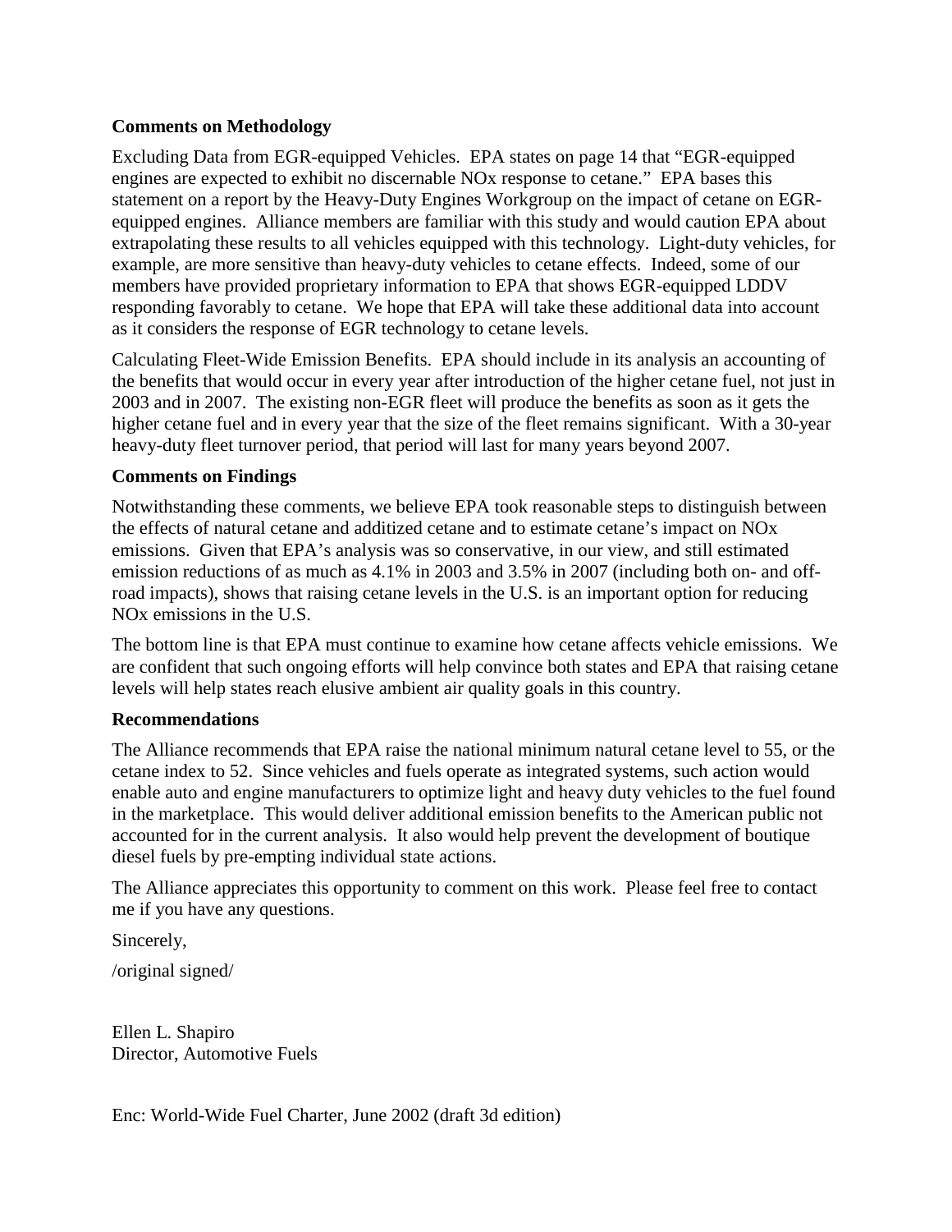### Comments on Methodology

Excluding Data from EGR-equipped Vehicles. EPA states on page 14 that "EGR-equipped engines are expected to exhibit no discernable NOx response to cetane." EPA bases this statement on a report by the Heavy-Duty Engines Workgroup on the impact of cetane on EGR-equipped engines. Alliance members are familiar with this study and would caution EPA about extrapolating these results to all vehicles equipped with this technology. Light-duty vehicles, for example, are more sensitive than heavy-duty vehicles to cetane effects. Indeed, some of our members have provided proprietary information to EPA that shows EGR-equipped LDDV responding favorably to cetane. We hope that EPA will take these additional data into account as it considers the response of EGR technology to cetane levels.

Calculating Fleet-Wide Emission Benefits. EPA should include in its analysis an accounting of the benefits that would occur in every year after introduction of the higher cetane fuel, not just in 2003 and in 2007. The existing non-EGR fleet will produce the benefits as soon as it gets the higher cetane fuel and in every year that the size of the fleet remains significant. With a 30-year heavy-duty fleet turnover period, that period will last for many years beyond 2007.

### Comments on Findings

Notwithstanding these comments, we believe EPA took reasonable steps to distinguish between the effects of natural cetane and additized cetane and to estimate cetane's impact on NOx emissions. Given that EPA's analysis was so conservative, in our view, and still estimated emission reductions of as much as 4.1% in 2003 and 3.5% in 2007 (including both on- and off-road impacts), shows that raising cetane levels in the U.S. is an important option for reducing NOx emissions in the U.S.

The bottom line is that EPA must continue to examine how cetane affects vehicle emissions. We are confident that such ongoing efforts will help convince both states and EPA that raising cetane levels will help states reach elusive ambient air quality goals in this country.

### Recommendations

The Alliance recommends that EPA raise the national minimum natural cetane level to 55, or the cetane index to 52. Since vehicles and fuels operate as integrated systems, such action would enable auto and engine manufacturers to optimize light and heavy duty vehicles to the fuel found in the marketplace. This would deliver additional emission benefits to the American public not accounted for in the current analysis. It also would help prevent the development of boutique diesel fuels by pre-empting individual state actions.

The Alliance appreciates this opportunity to comment on this work. Please feel free to contact me if you have any questions.

Sincerely,

/original signed/

Ellen L. Shapiro
Director, Automotive Fuels

Enc: World-Wide Fuel Charter, June 2002 (draft 3d edition)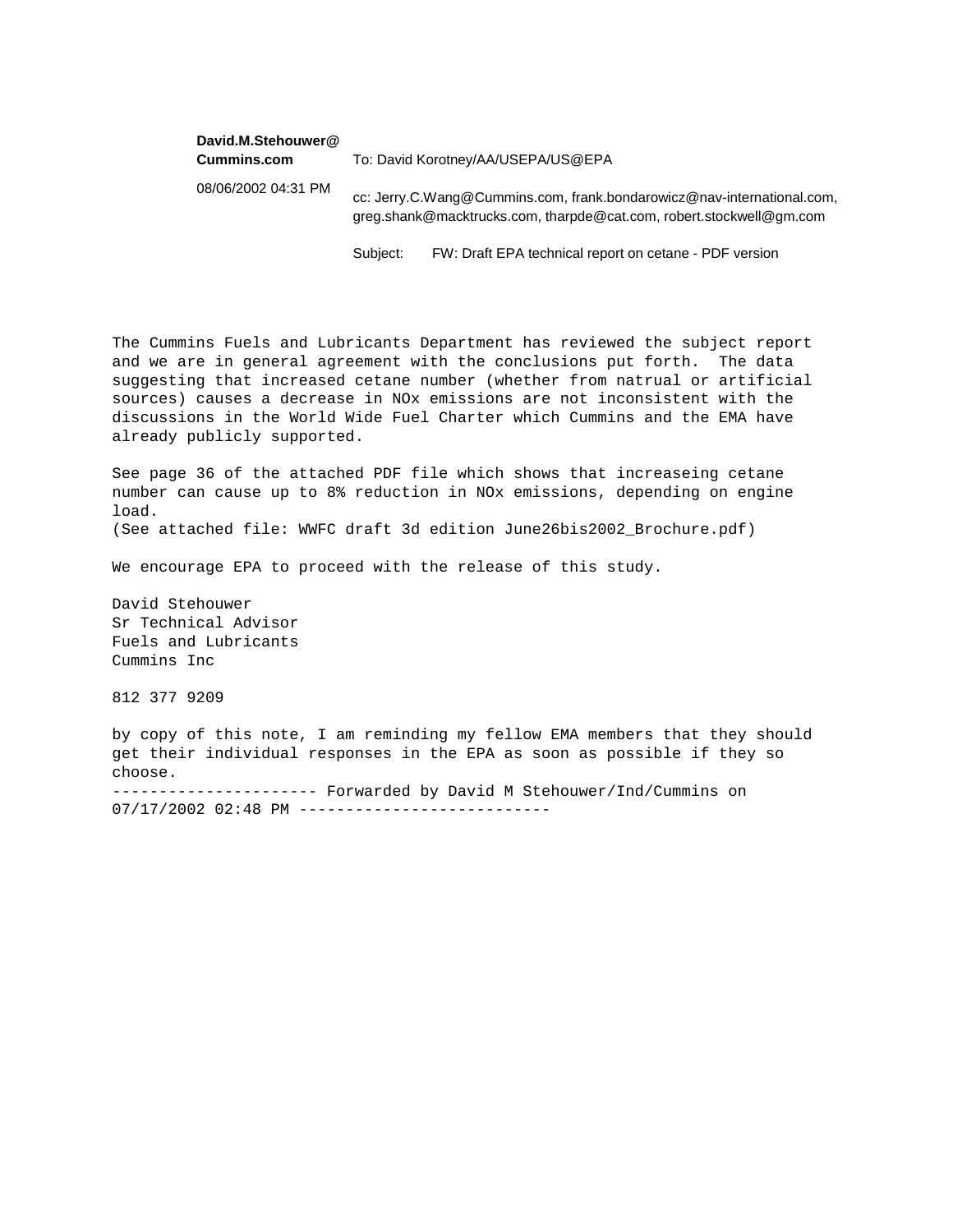**David.M.Stehouwer@ Cummins.com**

08/06/2002 04:31 PM

To: David Korotney/AA/USEPA/US@EPA

cc: Jerry.C.Wang@Cummins.com, frank.bondarowicz@nav-international.com, greg.shank@macktrucks.com, tharpde@cat.com, robert.stockwell@gm.com

Subject: FW: Draft EPA technical report on cetane - PDF version

The Cummins Fuels and Lubricants Department has reviewed the subject report and we are in general agreement with the conclusions put forth. The data suggesting that increased cetane number (whether from natrual or artificial sources) causes a decrease in NOx emissions are not inconsistent with the discussions in the World Wide Fuel Charter which Cummins and the EMA have already publicly supported.

See page 36 of the attached PDF file which shows that increaseing cetane number can cause up to 8% reduction in NOx emissions, depending on engine load.
(See attached file: WWFC draft 3d edition June26bis2002_Brochure.pdf)

We encourage EPA to proceed with the release of this study.

David Stehouwer
Sr Technical Advisor
Fuels and Lubricants
Cummins Inc

812 377 9209

by copy of this note, I am reminding my fellow EMA members that they should get their individual responses in the EPA as soon as possible if they so choose.
---------------------- Forwarded by David M Stehouwer/Ind/Cummins on 07/17/2002 02:48 PM ---------------------------